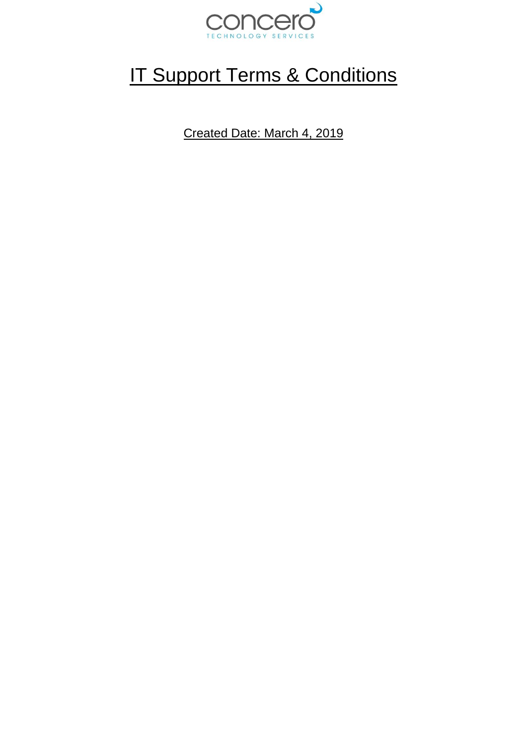# IT Support Terms & Conditions

Created Date: March 4, 2019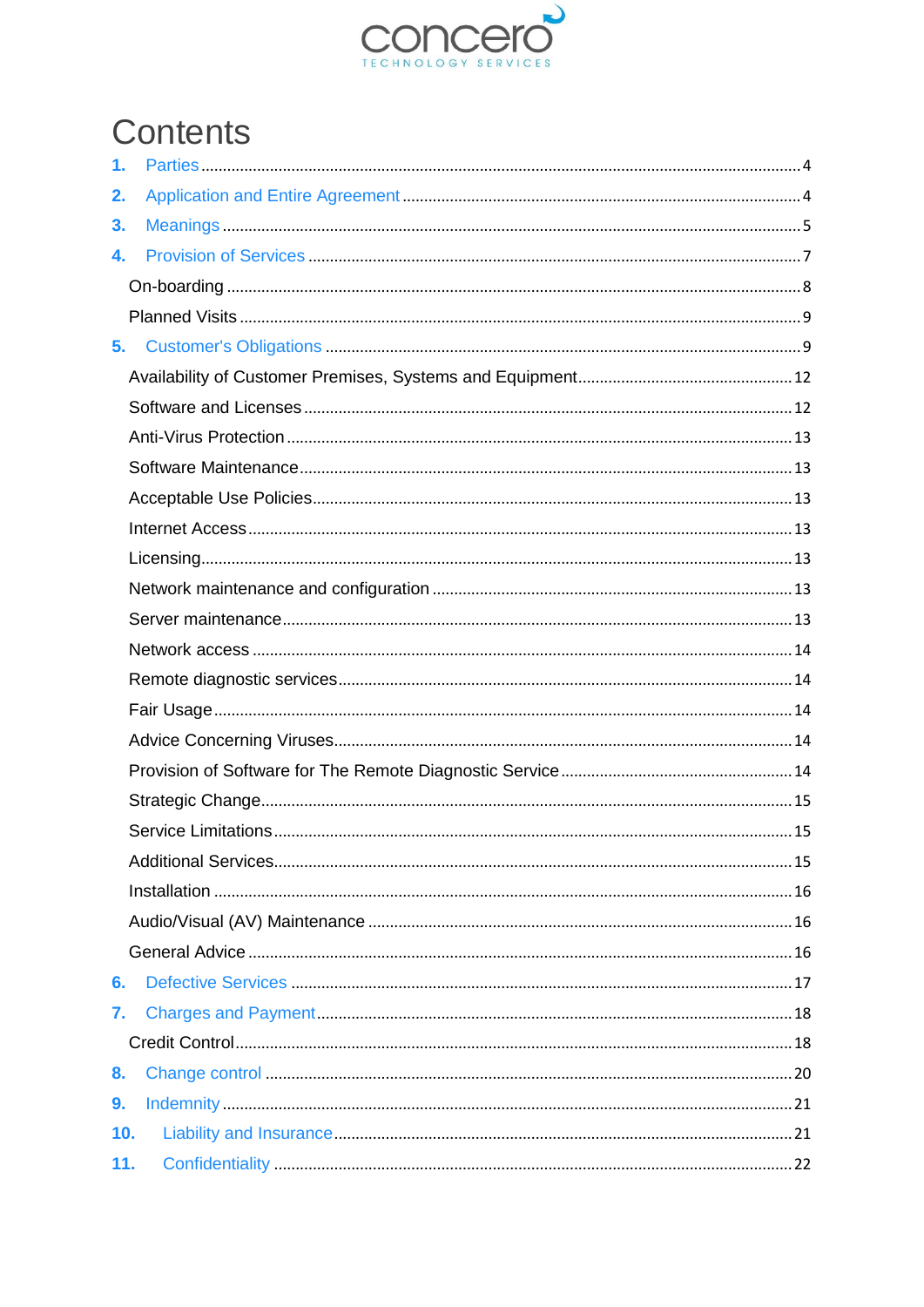# Contents

1. Parties ..... 4
2. Application and Entire Agreement ..... 4
3. Meanings ..... 5
4. Provision of Services ..... 7
   - On-boarding ..... 8
   - Planned Visits ..... 9
5. Customer's Obligations ..... 9
   - Availability of Customer Premises, Systems and Equipment ..... 12
   - Software and Licenses ..... 12
   - Anti-Virus Protection ..... 13
   - Software Maintenance ..... 13
   - Acceptable Use Policies ..... 13
   - Internet Access ..... 13
   - Licensing ..... 13
   - Network maintenance and configuration ..... 13
   - Server maintenance ..... 13
   - Network access ..... 14
   - Remote diagnostic services ..... 14
   - Fair Usage ..... 14
   - Advice Concerning Viruses ..... 14
   - Provision of Software for The Remote Diagnostic Service ..... 14
   - Strategic Change ..... 15
   - Service Limitations ..... 15
   - Additional Services ..... 15
   - Installation ..... 16
   - Audio/Visual (AV) Maintenance ..... 16
   - General Advice ..... 16
6. Defective Services ..... 17
7. Charges and Payment ..... 18
   - Credit Control ..... 18
8. Change control ..... 20
9. Indemnity ..... 21
10. Liability and Insurance ..... 21
11. Confidentiality ..... 22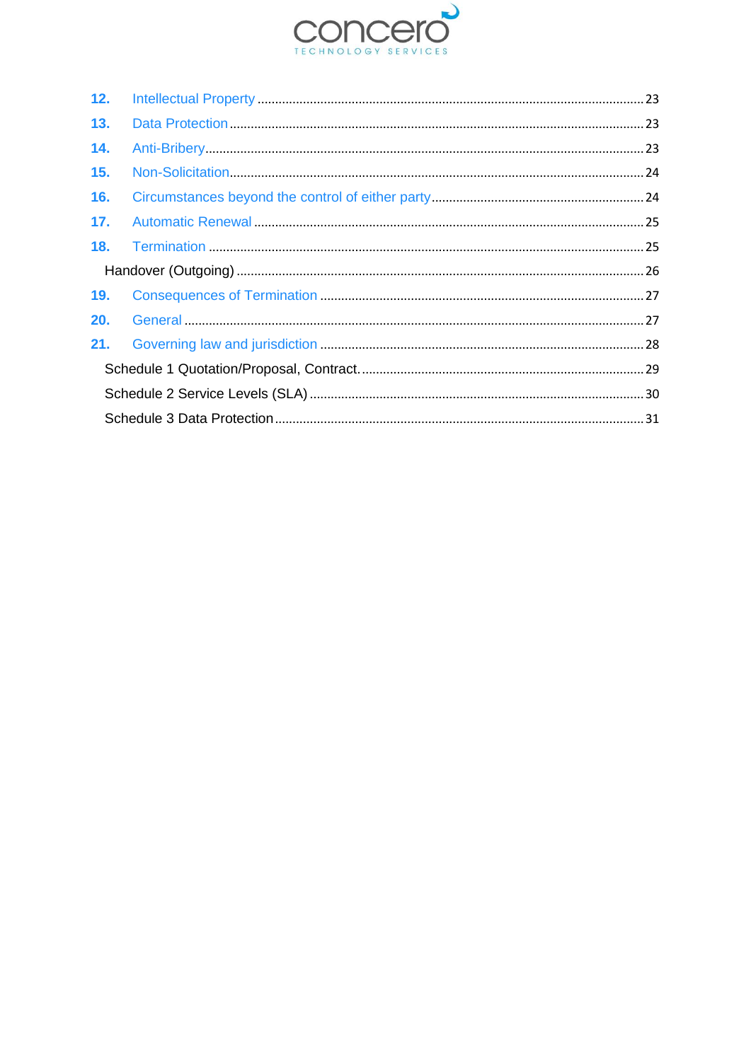12. Intellectual Property ........ 23
13. Data Protection ........ 23
14. Anti-Bribery ........ 23
15. Non-Solicitation ........ 24
16. Circumstances beyond the control of either party ........ 24
17. Automatic Renewal ........ 25
18. Termination ........ 25

Handover (Outgoing) ........ 26

19. Consequences of Termination ........ 27
20. General ........ 27
21. Governing law and jurisdiction ........ 28

Schedule 1 Quotation/Proposal, Contract. ........ 29

Schedule 2 Service Levels (SLA) ........ 30

Schedule 3 Data Protection ........ 31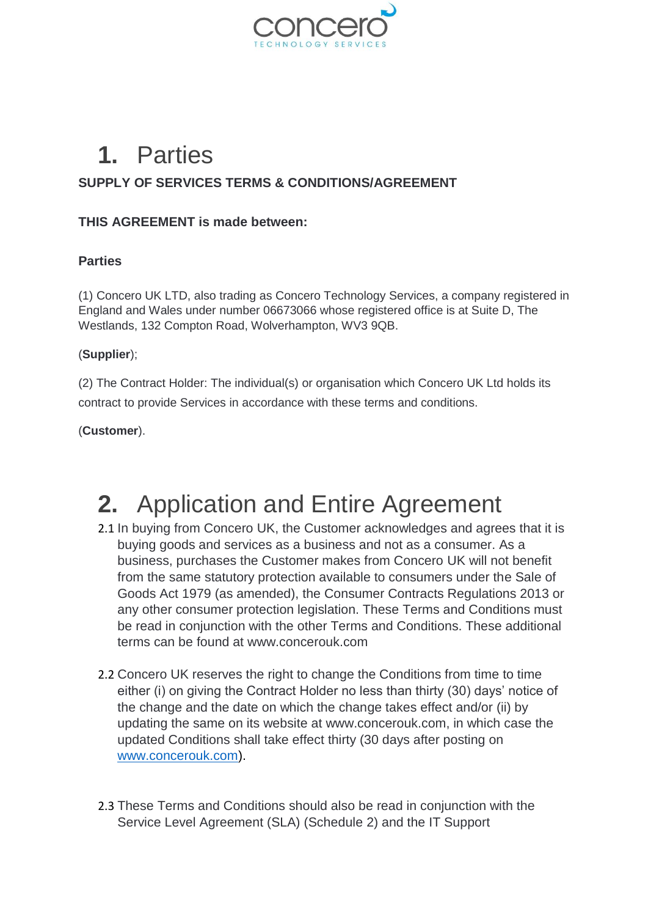# 1. Parties

**SUPPLY OF SERVICES TERMS & CONDITIONS/AGREEMENT**

**THIS AGREEMENT is made between:**

**Parties**

(1) Concero UK LTD, also trading as Concero Technology Services, a company registered in England and Wales under number 06673066 whose registered office is at Suite D, The Westlands, 132 Compton Road, Wolverhampton, WV3 9QB.

(**Supplier**);

(2) The Contract Holder: The individual(s) or organisation which Concero UK Ltd holds its contract to provide Services in accordance with these terms and conditions.

(**Customer**).

# 2. Application and Entire Agreement

2.1 In buying from Concero UK, the Customer acknowledges and agrees that it is buying goods and services as a business and not as a consumer. As a business, purchases the Customer makes from Concero UK will not benefit from the same statutory protection available to consumers under the Sale of Goods Act 1979 (as amended), the Consumer Contracts Regulations 2013 or any other consumer protection legislation. These Terms and Conditions must be read in conjunction with the other Terms and Conditions. These additional terms can be found at www.concerouk.com

2.2 Concero UK reserves the right to change the Conditions from time to time either (i) on giving the Contract Holder no less than thirty (30) days' notice of the change and the date on which the change takes effect and/or (ii) by updating the same on its website at www.concerouk.com, in which case the updated Conditions shall take effect thirty (30 days after posting on www.concerouk.com).

2.3 These Terms and Conditions should also be read in conjunction with the Service Level Agreement (SLA) (Schedule 2) and the IT Support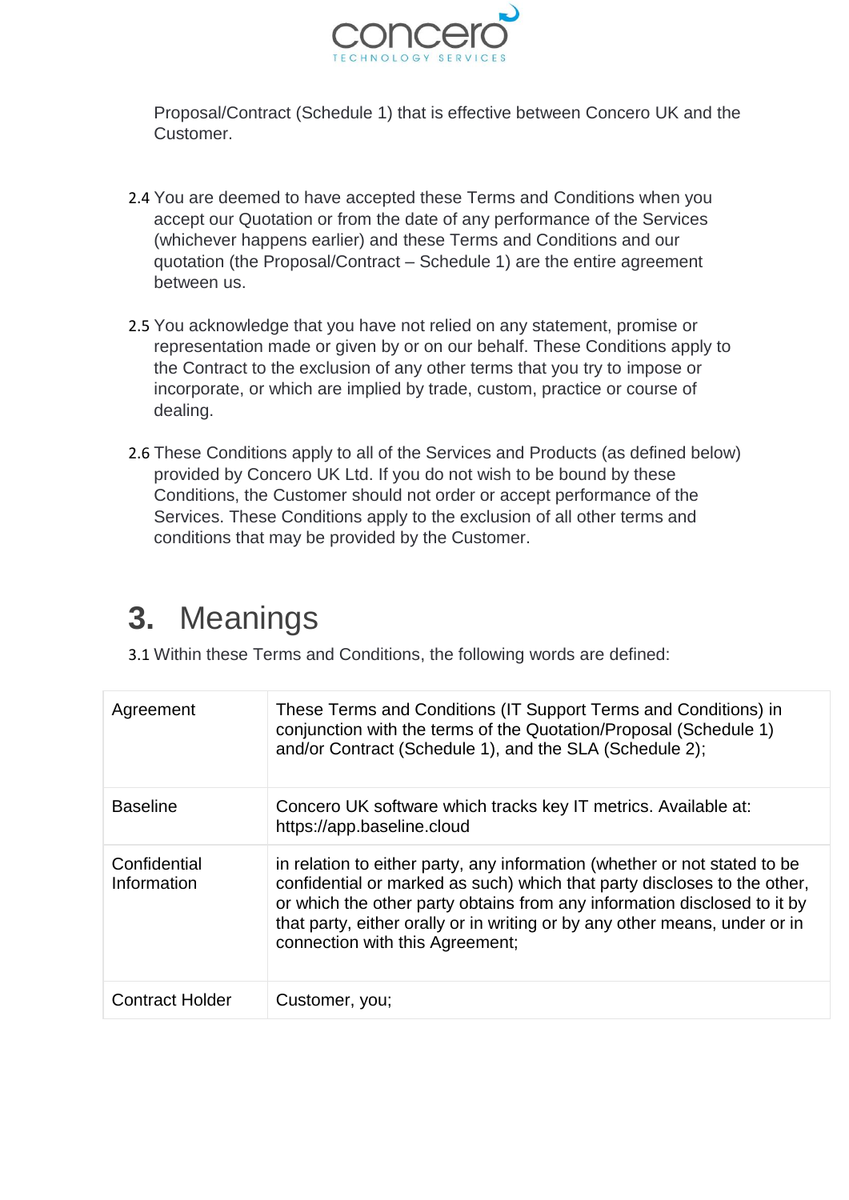Proposal/Contract (Schedule 1) that is effective between Concero UK and the Customer.

2.4 You are deemed to have accepted these Terms and Conditions when you accept our Quotation or from the date of any performance of the Services (whichever happens earlier) and these Terms and Conditions and our quotation (the Proposal/Contract – Schedule 1) are the entire agreement between us.

2.5 You acknowledge that you have not relied on any statement, promise or representation made or given by or on our behalf. These Conditions apply to the Contract to the exclusion of any other terms that you try to impose or incorporate, or which are implied by trade, custom, practice or course of dealing.

2.6 These Conditions apply to all of the Services and Products (as defined below) provided by Concero UK Ltd. If you do not wish to be bound by these Conditions, the Customer should not order or accept performance of the Services. These Conditions apply to the exclusion of all other terms and conditions that may be provided by the Customer.

# **3.** Meanings

3.1 Within these Terms and Conditions, the following words are defined:

| | |
|---|---|
| Agreement | These Terms and Conditions (IT Support Terms and Conditions) in conjunction with the terms of the Quotation/Proposal (Schedule 1) and/or Contract (Schedule 1), and the SLA (Schedule 2); |
| Baseline | Concero UK software which tracks key IT metrics. Available at: https://app.baseline.cloud |
| Confidential Information | in relation to either party, any information (whether or not stated to be confidential or marked as such) which that party discloses to the other, or which the other party obtains from any information disclosed to it by that party, either orally or in writing or by any other means, under or in connection with this Agreement; |
| Contract Holder | Customer, you; |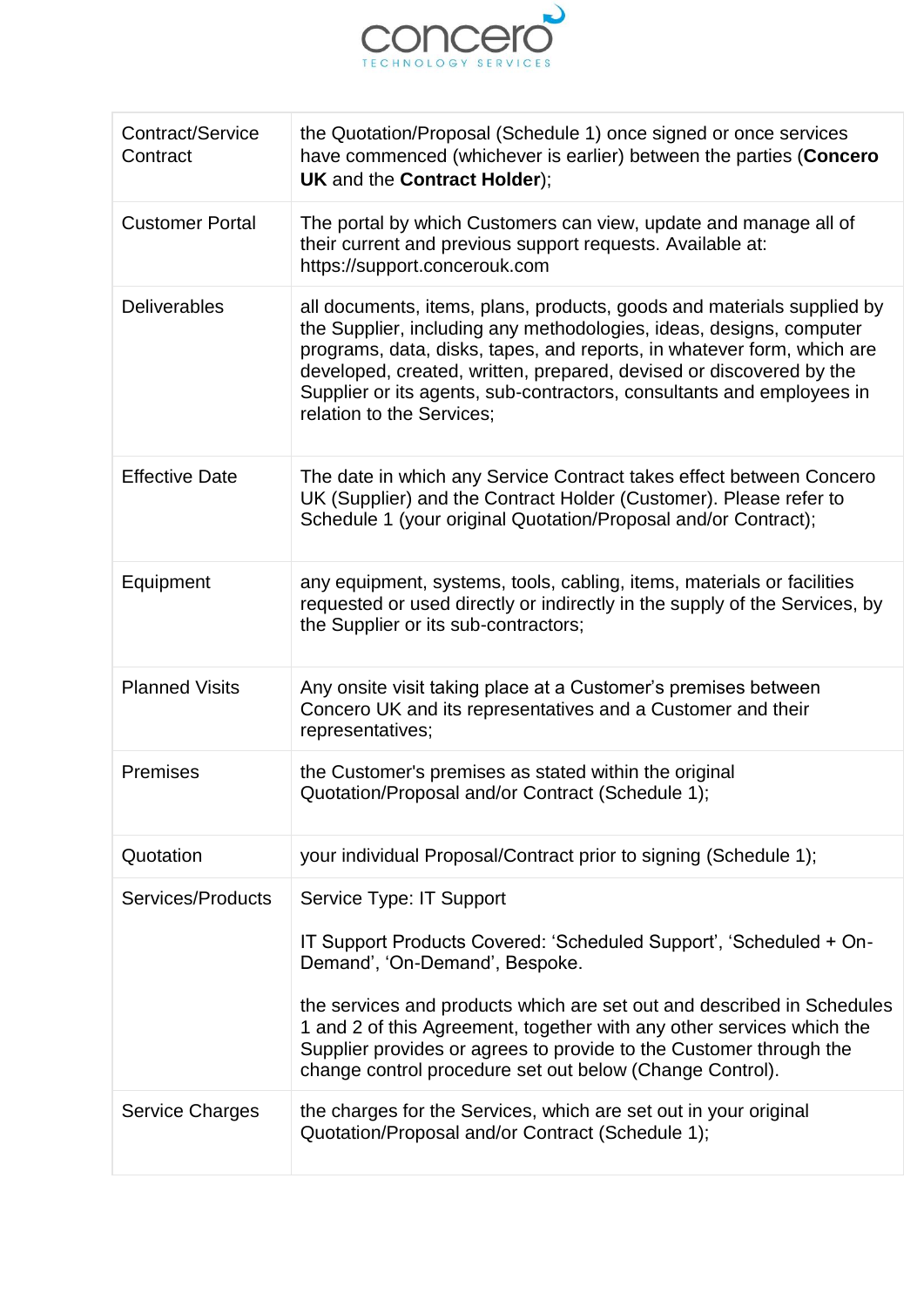| | |
|---|---|
| Contract/Service Contract | the Quotation/Proposal (Schedule 1) once signed or once services have commenced (whichever is earlier) between the parties (**Concero UK** and the **Contract Holder**); |
| Customer Portal | The portal by which Customers can view, update and manage all of their current and previous support requests. Available at: https://support.concerouk.com |
| Deliverables | all documents, items, plans, products, goods and materials supplied by the Supplier, including any methodologies, ideas, designs, computer programs, data, disks, tapes, and reports, in whatever form, which are developed, created, written, prepared, devised or discovered by the Supplier or its agents, sub-contractors, consultants and employees in relation to the Services; |
| Effective Date | The date in which any Service Contract takes effect between Concero UK (Supplier) and the Contract Holder (Customer). Please refer to Schedule 1 (your original Quotation/Proposal and/or Contract); |
| Equipment | any equipment, systems, tools, cabling, items, materials or facilities requested or used directly or indirectly in the supply of the Services, by the Supplier or its sub-contractors; |
| Planned Visits | Any onsite visit taking place at a Customer's premises between Concero UK and its representatives and a Customer and their representatives; |
| Premises | the Customer's premises as stated within the original Quotation/Proposal and/or Contract (Schedule 1); |
| Quotation | your individual Proposal/Contract prior to signing (Schedule 1); |
| Services/Products | Service Type: IT Support<br><br>IT Support Products Covered: 'Scheduled Support', 'Scheduled + On-Demand', 'On-Demand', Bespoke.<br><br>the services and products which are set out and described in Schedules 1 and 2 of this Agreement, together with any other services which the Supplier provides or agrees to provide to the Customer through the change control procedure set out below (Change Control). |
| Service Charges | the charges for the Services, which are set out in your original Quotation/Proposal and/or Contract (Schedule 1); |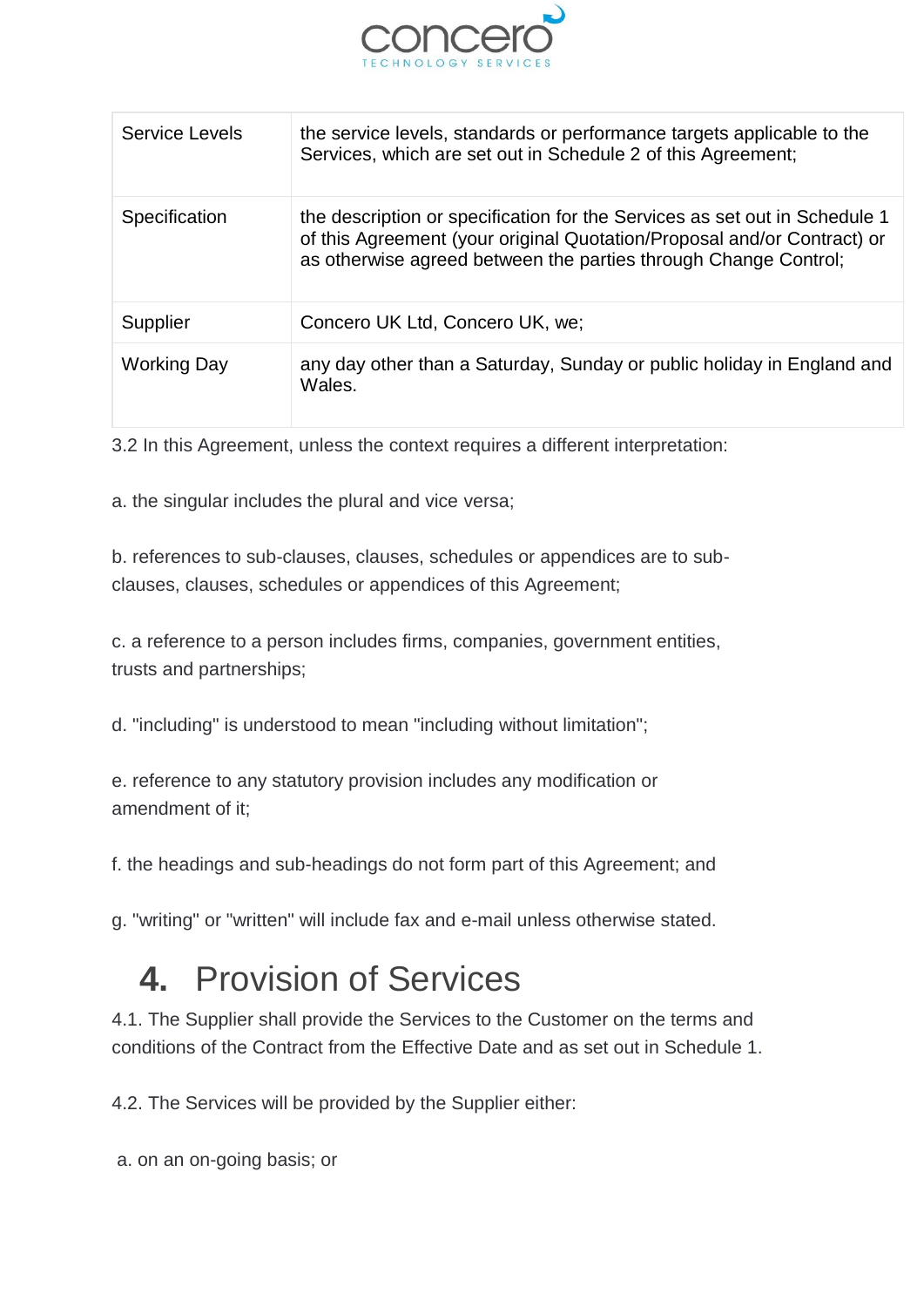| | |
|---|---|
| Service Levels | the service levels, standards or performance targets applicable to the Services, which are set out in Schedule 2 of this Agreement; |
| Specification | the description or specification for the Services as set out in Schedule 1 of this Agreement (your original Quotation/Proposal and/or Contract) or as otherwise agreed between the parties through Change Control; |
| Supplier | Concero UK Ltd, Concero UK, we; |
| Working Day | any day other than a Saturday, Sunday or public holiday in England and Wales. |

3.2 In this Agreement, unless the context requires a different interpretation:

a. the singular includes the plural and vice versa;

b. references to sub-clauses, clauses, schedules or appendices are to sub-clauses, clauses, schedules or appendices of this Agreement;

c. a reference to a person includes firms, companies, government entities, trusts and partnerships;

d. "including" is understood to mean "including without limitation";

e. reference to any statutory provision includes any modification or amendment of it;

f. the headings and sub-headings do not form part of this Agreement; and

g. "writing" or "written" will include fax and e-mail unless otherwise stated.

# **4.** Provision of Services

4.1. The Supplier shall provide the Services to the Customer on the terms and conditions of the Contract from the Effective Date and as set out in Schedule 1.

4.2. The Services will be provided by the Supplier either:

a. on an on-going basis; or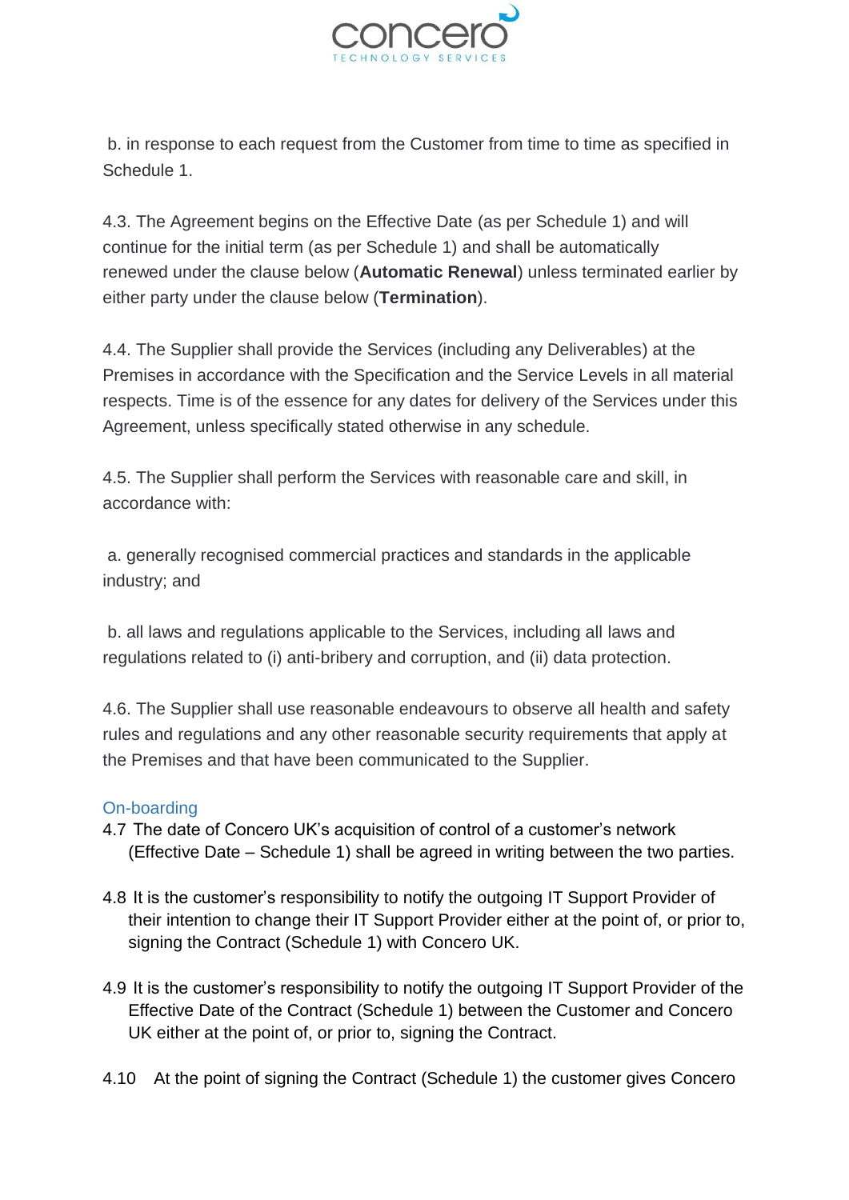b. in response to each request from the Customer from time to time as specified in Schedule 1.

4.3. The Agreement begins on the Effective Date (as per Schedule 1) and will continue for the initial term (as per Schedule 1) and shall be automatically renewed under the clause below (**Automatic Renewal**) unless terminated earlier by either party under the clause below (**Termination**).

4.4. The Supplier shall provide the Services (including any Deliverables) at the Premises in accordance with the Specification and the Service Levels in all material respects. Time is of the essence for any dates for delivery of the Services under this Agreement, unless specifically stated otherwise in any schedule.

4.5. The Supplier shall perform the Services with reasonable care and skill, in accordance with:

a. generally recognised commercial practices and standards in the applicable industry; and

b. all laws and regulations applicable to the Services, including all laws and regulations related to (i) anti-bribery and corruption, and (ii) data protection.

4.6. The Supplier shall use reasonable endeavours to observe all health and safety rules and regulations and any other reasonable security requirements that apply at the Premises and that have been communicated to the Supplier.

## On-boarding

4.7 The date of Concero UK's acquisition of control of a customer's network (Effective Date – Schedule 1) shall be agreed in writing between the two parties.

4.8 It is the customer's responsibility to notify the outgoing IT Support Provider of their intention to change their IT Support Provider either at the point of, or prior to, signing the Contract (Schedule 1) with Concero UK.

4.9 It is the customer's responsibility to notify the outgoing IT Support Provider of the Effective Date of the Contract (Schedule 1) between the Customer and Concero UK either at the point of, or prior to, signing the Contract.

4.10 At the point of signing the Contract (Schedule 1) the customer gives Concero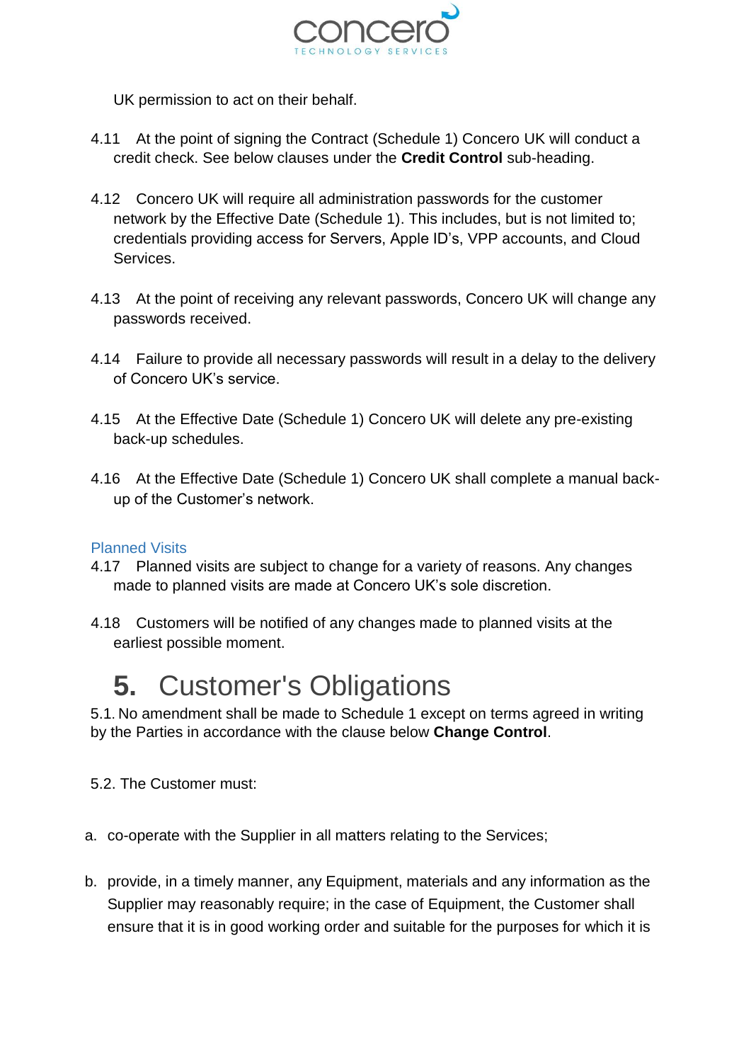UK permission to act on their behalf.

4.11 At the point of signing the Contract (Schedule 1) Concero UK will conduct a credit check. See below clauses under the **Credit Control** sub-heading.

4.12 Concero UK will require all administration passwords for the customer network by the Effective Date (Schedule 1). This includes, but is not limited to; credentials providing access for Servers, Apple ID's, VPP accounts, and Cloud Services.

4.13 At the point of receiving any relevant passwords, Concero UK will change any passwords received.

4.14 Failure to provide all necessary passwords will result in a delay to the delivery of Concero UK's service.

4.15 At the Effective Date (Schedule 1) Concero UK will delete any pre-existing back-up schedules.

4.16 At the Effective Date (Schedule 1) Concero UK shall complete a manual back-up of the Customer's network.

### Planned Visits

4.17 Planned visits are subject to change for a variety of reasons. Any changes made to planned visits are made at Concero UK's sole discretion.

4.18 Customers will be notified of any changes made to planned visits at the earliest possible moment.

# 5. Customer's Obligations

5.1. No amendment shall be made to Schedule 1 except on terms agreed in writing by the Parties in accordance with the clause below **Change Control**.

5.2. The Customer must:

a. co-operate with the Supplier in all matters relating to the Services;

b. provide, in a timely manner, any Equipment, materials and any information as the Supplier may reasonably require; in the case of Equipment, the Customer shall ensure that it is in good working order and suitable for the purposes for which it is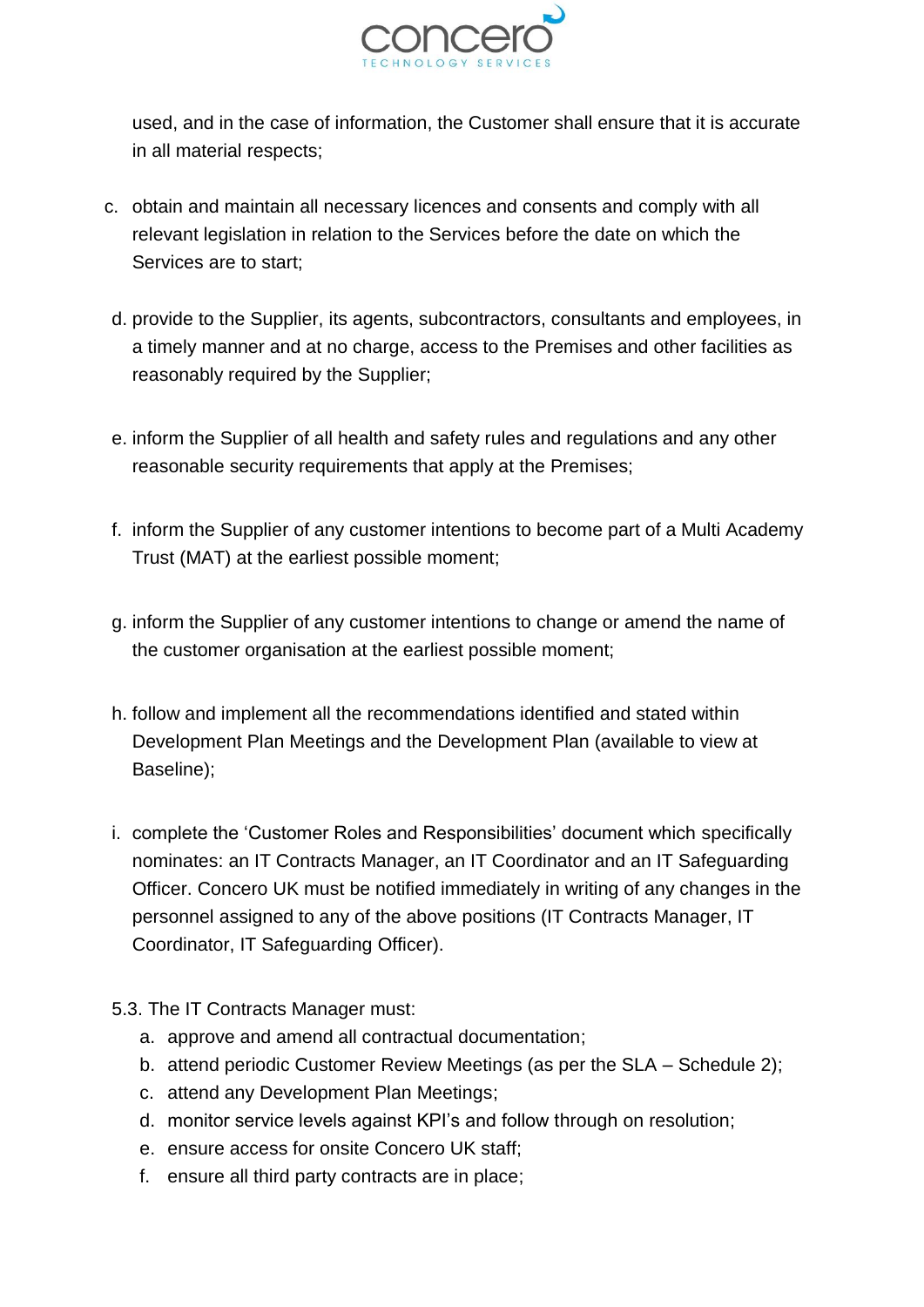used, and in the case of information, the Customer shall ensure that it is accurate in all material respects;

c. obtain and maintain all necessary licences and consents and comply with all relevant legislation in relation to the Services before the date on which the Services are to start;

d. provide to the Supplier, its agents, subcontractors, consultants and employees, in a timely manner and at no charge, access to the Premises and other facilities as reasonably required by the Supplier;

e. inform the Supplier of all health and safety rules and regulations and any other reasonable security requirements that apply at the Premises;

f. inform the Supplier of any customer intentions to become part of a Multi Academy Trust (MAT) at the earliest possible moment;

g. inform the Supplier of any customer intentions to change or amend the name of the customer organisation at the earliest possible moment;

h. follow and implement all the recommendations identified and stated within Development Plan Meetings and the Development Plan (available to view at Baseline);

i. complete the 'Customer Roles and Responsibilities' document which specifically nominates: an IT Contracts Manager, an IT Coordinator and an IT Safeguarding Officer. Concero UK must be notified immediately in writing of any changes in the personnel assigned to any of the above positions (IT Contracts Manager, IT Coordinator, IT Safeguarding Officer).

5.3. The IT Contracts Manager must:

a. approve and amend all contractual documentation;
b. attend periodic Customer Review Meetings (as per the SLA – Schedule 2);
c. attend any Development Plan Meetings;
d. monitor service levels against KPI's and follow through on resolution;
e. ensure access for onsite Concero UK staff;
f. ensure all third party contracts are in place;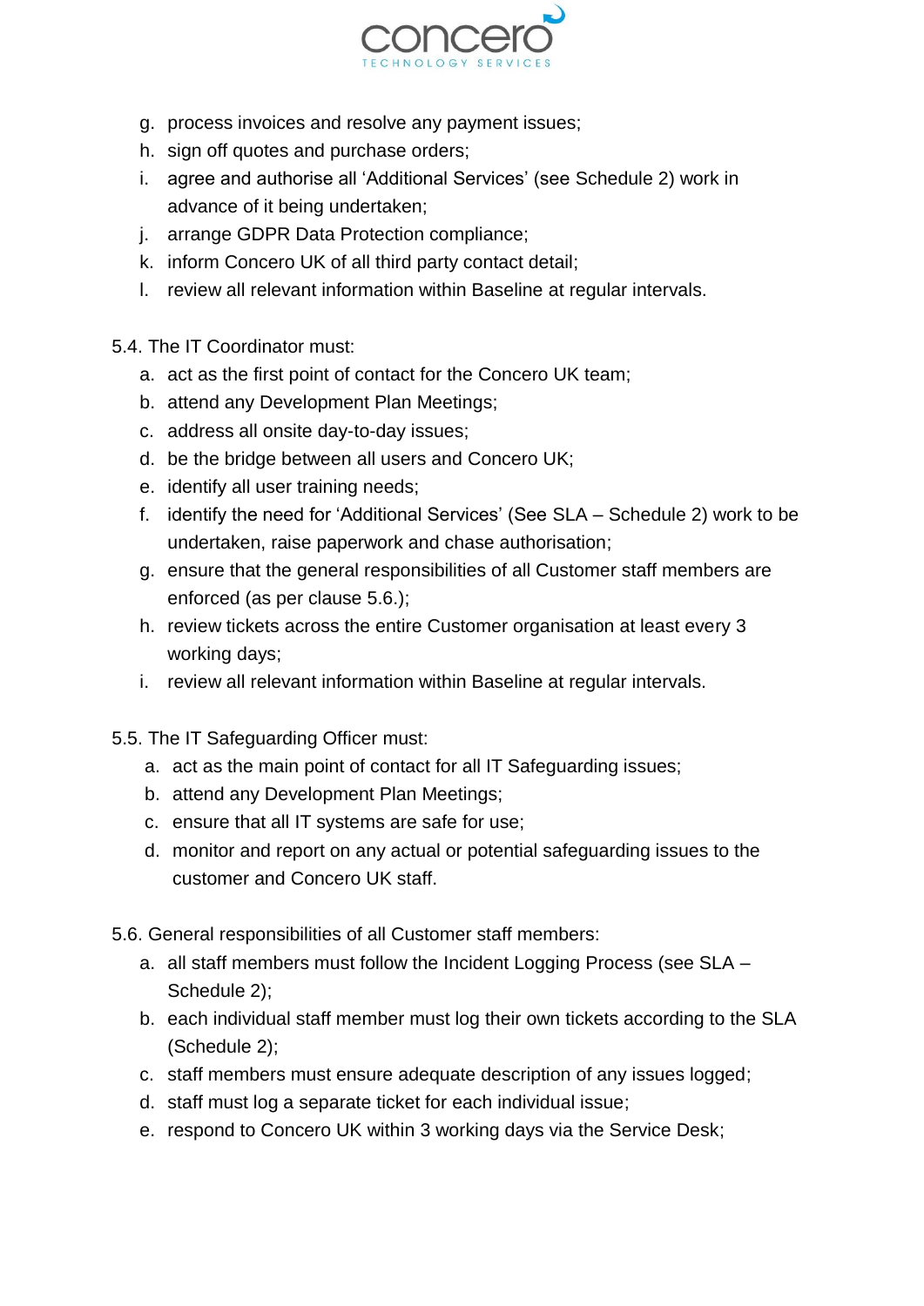g. process invoices and resolve any payment issues;
h. sign off quotes and purchase orders;
i. agree and authorise all 'Additional Services' (see Schedule 2) work in advance of it being undertaken;
j. arrange GDPR Data Protection compliance;
k. inform Concero UK of all third party contact detail;
l. review all relevant information within Baseline at regular intervals.

5.4. The IT Coordinator must:

a. act as the first point of contact for the Concero UK team;
b. attend any Development Plan Meetings;
c. address all onsite day-to-day issues;
d. be the bridge between all users and Concero UK;
e. identify all user training needs;
f. identify the need for 'Additional Services' (See SLA – Schedule 2) work to be undertaken, raise paperwork and chase authorisation;
g. ensure that the general responsibilities of all Customer staff members are enforced (as per clause 5.6.);
h. review tickets across the entire Customer organisation at least every 3 working days;
i. review all relevant information within Baseline at regular intervals.

5.5. The IT Safeguarding Officer must:

a. act as the main point of contact for all IT Safeguarding issues;
b. attend any Development Plan Meetings;
c. ensure that all IT systems are safe for use;
d. monitor and report on any actual or potential safeguarding issues to the customer and Concero UK staff.

5.6. General responsibilities of all Customer staff members:

a. all staff members must follow the Incident Logging Process (see SLA – Schedule 2);
b. each individual staff member must log their own tickets according to the SLA (Schedule 2);
c. staff members must ensure adequate description of any issues logged;
d. staff must log a separate ticket for each individual issue;
e. respond to Concero UK within 3 working days via the Service Desk;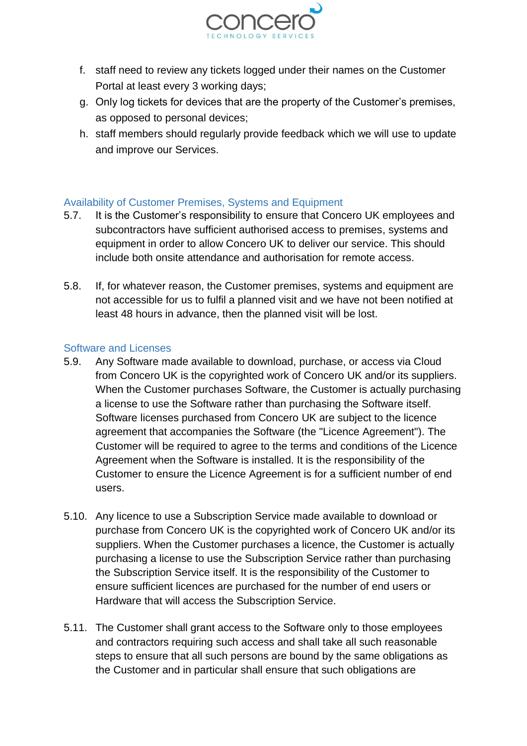f. staff need to review any tickets logged under their names on the Customer Portal at least every 3 working days;
g. Only log tickets for devices that are the property of the Customer's premises, as opposed to personal devices;
h. staff members should regularly provide feedback which we will use to update and improve our Services.

### Availability of Customer Premises, Systems and Equipment

5.7. It is the Customer's responsibility to ensure that Concero UK employees and subcontractors have sufficient authorised access to premises, systems and equipment in order to allow Concero UK to deliver our service. This should include both onsite attendance and authorisation for remote access.

5.8. If, for whatever reason, the Customer premises, systems and equipment are not accessible for us to fulfil a planned visit and we have not been notified at least 48 hours in advance, then the planned visit will be lost.

### Software and Licenses

5.9. Any Software made available to download, purchase, or access via Cloud from Concero UK is the copyrighted work of Concero UK and/or its suppliers. When the Customer purchases Software, the Customer is actually purchasing a license to use the Software rather than purchasing the Software itself. Software licenses purchased from Concero UK are subject to the licence agreement that accompanies the Software (the "Licence Agreement"). The Customer will be required to agree to the terms and conditions of the Licence Agreement when the Software is installed. It is the responsibility of the Customer to ensure the Licence Agreement is for a sufficient number of end users.

5.10. Any licence to use a Subscription Service made available to download or purchase from Concero UK is the copyrighted work of Concero UK and/or its suppliers. When the Customer purchases a licence, the Customer is actually purchasing a license to use the Subscription Service rather than purchasing the Subscription Service itself. It is the responsibility of the Customer to ensure sufficient licences are purchased for the number of end users or Hardware that will access the Subscription Service.

5.11. The Customer shall grant access to the Software only to those employees and contractors requiring such access and shall take all such reasonable steps to ensure that all such persons are bound by the same obligations as the Customer and in particular shall ensure that such obligations are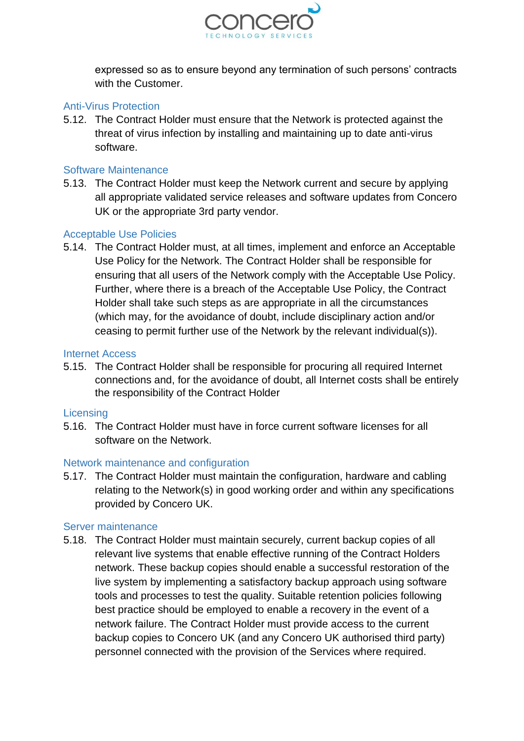expressed so as to ensure beyond any termination of such persons' contracts with the Customer.

### Anti-Virus Protection

5.12. The Contract Holder must ensure that the Network is protected against the threat of virus infection by installing and maintaining up to date anti-virus software.

### Software Maintenance

5.13. The Contract Holder must keep the Network current and secure by applying all appropriate validated service releases and software updates from Concero UK or the appropriate 3rd party vendor.

### Acceptable Use Policies

5.14. The Contract Holder must, at all times, implement and enforce an Acceptable Use Policy for the Network. The Contract Holder shall be responsible for ensuring that all users of the Network comply with the Acceptable Use Policy. Further, where there is a breach of the Acceptable Use Policy, the Contract Holder shall take such steps as are appropriate in all the circumstances (which may, for the avoidance of doubt, include disciplinary action and/or ceasing to permit further use of the Network by the relevant individual(s)).

### Internet Access

5.15. The Contract Holder shall be responsible for procuring all required Internet connections and, for the avoidance of doubt, all Internet costs shall be entirely the responsibility of the Contract Holder

### Licensing

5.16. The Contract Holder must have in force current software licenses for all software on the Network.

### Network maintenance and configuration

5.17. The Contract Holder must maintain the configuration, hardware and cabling relating to the Network(s) in good working order and within any specifications provided by Concero UK.

### Server maintenance

5.18. The Contract Holder must maintain securely, current backup copies of all relevant live systems that enable effective running of the Contract Holders network. These backup copies should enable a successful restoration of the live system by implementing a satisfactory backup approach using software tools and processes to test the quality. Suitable retention policies following best practice should be employed to enable a recovery in the event of a network failure. The Contract Holder must provide access to the current backup copies to Concero UK (and any Concero UK authorised third party) personnel connected with the provision of the Services where required.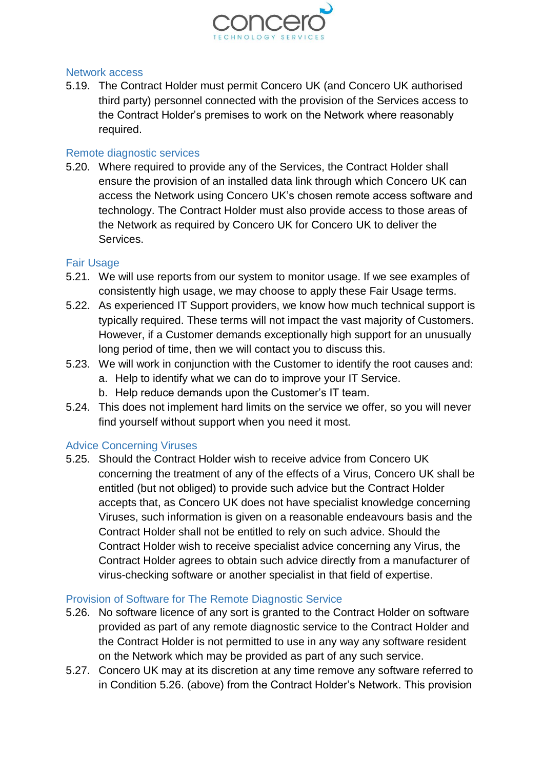### Network access

5.19. The Contract Holder must permit Concero UK (and Concero UK authorised third party) personnel connected with the provision of the Services access to the Contract Holder's premises to work on the Network where reasonably required.

### Remote diagnostic services

5.20. Where required to provide any of the Services, the Contract Holder shall ensure the provision of an installed data link through which Concero UK can access the Network using Concero UK's chosen remote access software and technology. The Contract Holder must also provide access to those areas of the Network as required by Concero UK for Concero UK to deliver the Services.

### Fair Usage

5.21. We will use reports from our system to monitor usage. If we see examples of consistently high usage, we may choose to apply these Fair Usage terms.

5.22. As experienced IT Support providers, we know how much technical support is typically required. These terms will not impact the vast majority of Customers. However, if a Customer demands exceptionally high support for an unusually long period of time, then we will contact you to discuss this.

5.23. We will work in conjunction with the Customer to identify the root causes and:

a. Help to identify what we can do to improve your IT Service.

b. Help reduce demands upon the Customer's IT team.

5.24. This does not implement hard limits on the service we offer, so you will never find yourself without support when you need it most.

### Advice Concerning Viruses

5.25. Should the Contract Holder wish to receive advice from Concero UK concerning the treatment of any of the effects of a Virus, Concero UK shall be entitled (but not obliged) to provide such advice but the Contract Holder accepts that, as Concero UK does not have specialist knowledge concerning Viruses, such information is given on a reasonable endeavours basis and the Contract Holder shall not be entitled to rely on such advice. Should the Contract Holder wish to receive specialist advice concerning any Virus, the Contract Holder agrees to obtain such advice directly from a manufacturer of virus-checking software or another specialist in that field of expertise.

### Provision of Software for The Remote Diagnostic Service

5.26. No software licence of any sort is granted to the Contract Holder on software provided as part of any remote diagnostic service to the Contract Holder and the Contract Holder is not permitted to use in any way any software resident on the Network which may be provided as part of any such service.

5.27. Concero UK may at its discretion at any time remove any software referred to in Condition 5.26. (above) from the Contract Holder's Network. This provision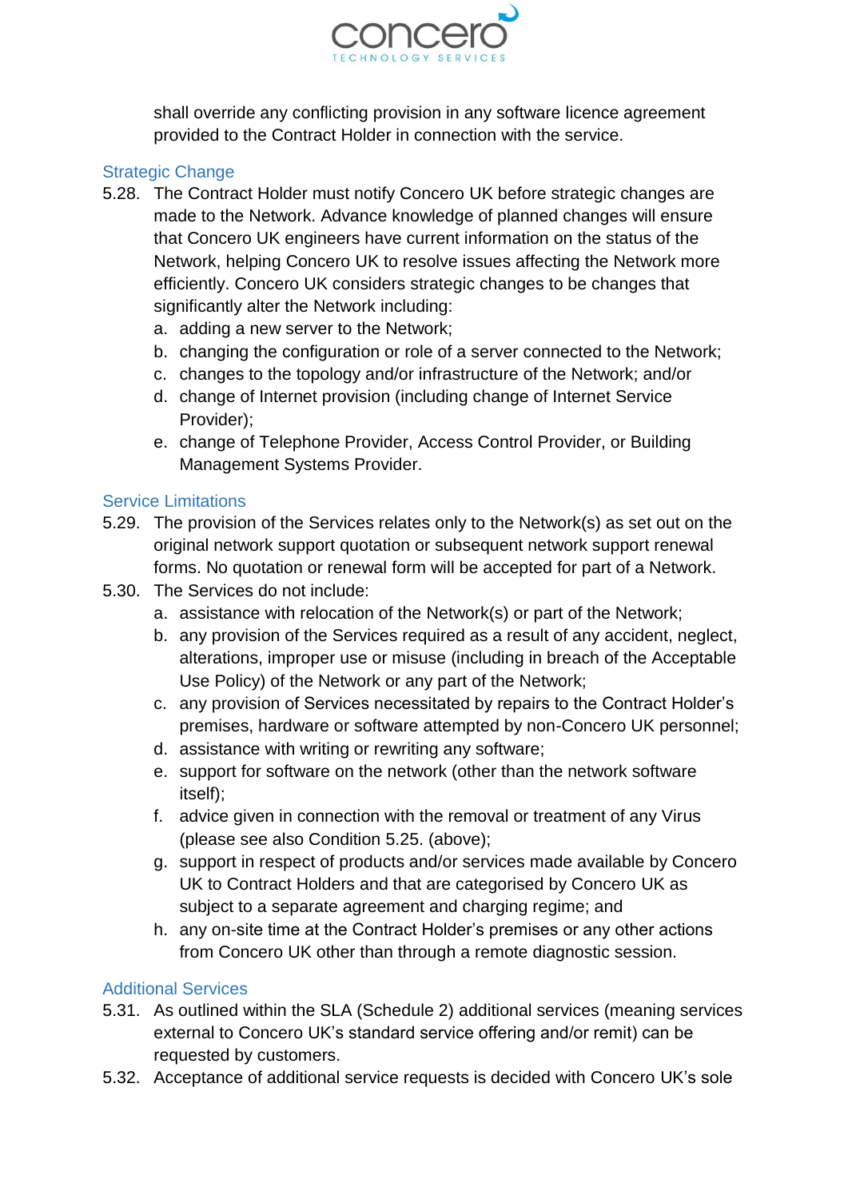shall override any conflicting provision in any software licence agreement provided to the Contract Holder in connection with the service.

### Strategic Change

5.28. The Contract Holder must notify Concero UK before strategic changes are made to the Network. Advance knowledge of planned changes will ensure that Concero UK engineers have current information on the status of the Network, helping Concero UK to resolve issues affecting the Network more efficiently. Concero UK considers strategic changes to be changes that significantly alter the Network including:
   a. adding a new server to the Network;
   b. changing the configuration or role of a server connected to the Network;
   c. changes to the topology and/or infrastructure of the Network; and/or
   d. change of Internet provision (including change of Internet Service Provider);
   e. change of Telephone Provider, Access Control Provider, or Building Management Systems Provider.

### Service Limitations

5.29. The provision of the Services relates only to the Network(s) as set out on the original network support quotation or subsequent network support renewal forms. No quotation or renewal form will be accepted for part of a Network.

5.30. The Services do not include:
   a. assistance with relocation of the Network(s) or part of the Network;
   b. any provision of the Services required as a result of any accident, neglect, alterations, improper use or misuse (including in breach of the Acceptable Use Policy) of the Network or any part of the Network;
   c. any provision of Services necessitated by repairs to the Contract Holder's premises, hardware or software attempted by non-Concero UK personnel;
   d. assistance with writing or rewriting any software;
   e. support for software on the network (other than the network software itself);
   f. advice given in connection with the removal or treatment of any Virus (please see also Condition 5.25. (above);
   g. support in respect of products and/or services made available by Concero UK to Contract Holders and that are categorised by Concero UK as subject to a separate agreement and charging regime; and
   h. any on-site time at the Contract Holder's premises or any other actions from Concero UK other than through a remote diagnostic session.

### Additional Services

5.31. As outlined within the SLA (Schedule 2) additional services (meaning services external to Concero UK's standard service offering and/or remit) can be requested by customers.

5.32. Acceptance of additional service requests is decided with Concero UK's sole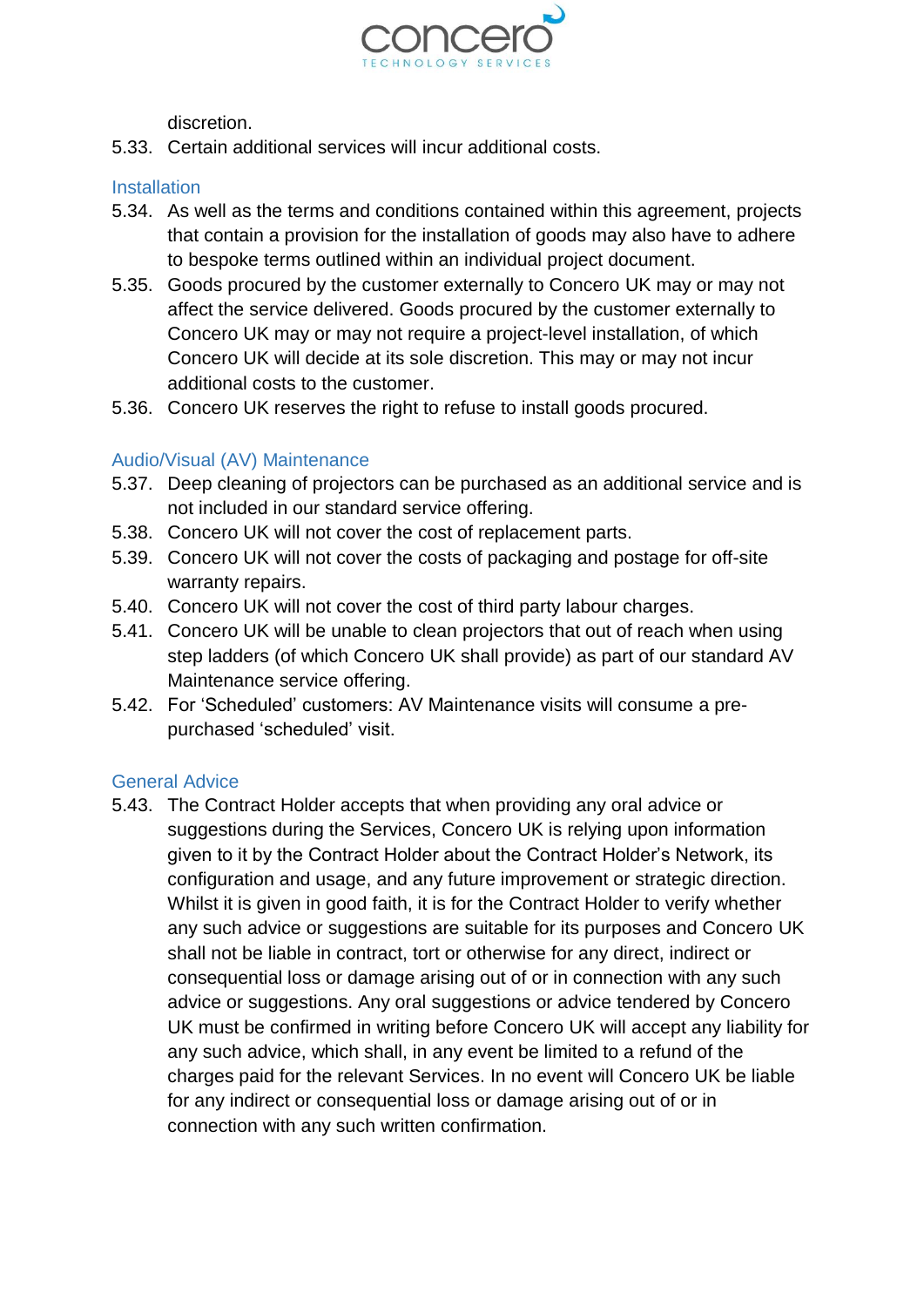discretion.

5.33. Certain additional services will incur additional costs.

### Installation

5.34. As well as the terms and conditions contained within this agreement, projects that contain a provision for the installation of goods may also have to adhere to bespoke terms outlined within an individual project document.

5.35. Goods procured by the customer externally to Concero UK may or may not affect the service delivered. Goods procured by the customer externally to Concero UK may or may not require a project-level installation, of which Concero UK will decide at its sole discretion. This may or may not incur additional costs to the customer.

5.36. Concero UK reserves the right to refuse to install goods procured.

### Audio/Visual (AV) Maintenance

5.37. Deep cleaning of projectors can be purchased as an additional service and is not included in our standard service offering.

5.38. Concero UK will not cover the cost of replacement parts.

5.39. Concero UK will not cover the costs of packaging and postage for off-site warranty repairs.

5.40. Concero UK will not cover the cost of third party labour charges.

5.41. Concero UK will be unable to clean projectors that out of reach when using step ladders (of which Concero UK shall provide) as part of our standard AV Maintenance service offering.

5.42. For 'Scheduled' customers: AV Maintenance visits will consume a pre-purchased 'scheduled' visit.

### General Advice

5.43. The Contract Holder accepts that when providing any oral advice or suggestions during the Services, Concero UK is relying upon information given to it by the Contract Holder about the Contract Holder's Network, its configuration and usage, and any future improvement or strategic direction. Whilst it is given in good faith, it is for the Contract Holder to verify whether any such advice or suggestions are suitable for its purposes and Concero UK shall not be liable in contract, tort or otherwise for any direct, indirect or consequential loss or damage arising out of or in connection with any such advice or suggestions. Any oral suggestions or advice tendered by Concero UK must be confirmed in writing before Concero UK will accept any liability for any such advice, which shall, in any event be limited to a refund of the charges paid for the relevant Services. In no event will Concero UK be liable for any indirect or consequential loss or damage arising out of or in connection with any such written confirmation.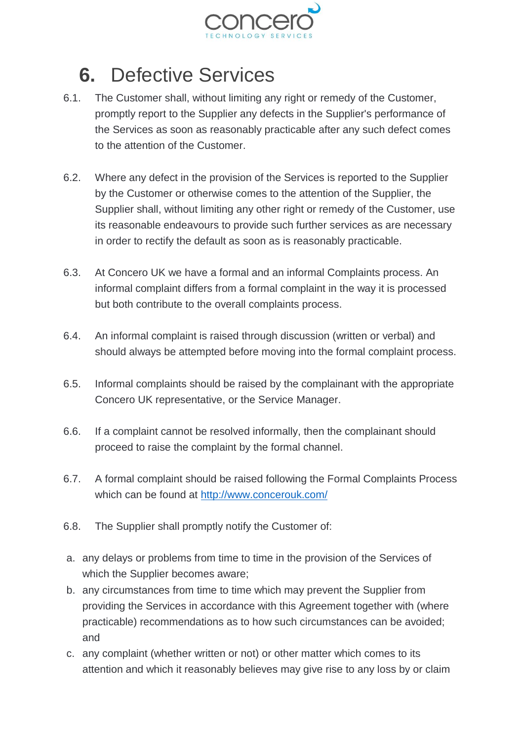# 6. Defective Services

6.1. The Customer shall, without limiting any right or remedy of the Customer, promptly report to the Supplier any defects in the Supplier's performance of the Services as soon as reasonably practicable after any such defect comes to the attention of the Customer.

6.2. Where any defect in the provision of the Services is reported to the Supplier by the Customer or otherwise comes to the attention of the Supplier, the Supplier shall, without limiting any other right or remedy of the Customer, use its reasonable endeavours to provide such further services as are necessary in order to rectify the default as soon as is reasonably practicable.

6.3. At Concero UK we have a formal and an informal Complaints process. An informal complaint differs from a formal complaint in the way it is processed but both contribute to the overall complaints process.

6.4. An informal complaint is raised through discussion (written or verbal) and should always be attempted before moving into the formal complaint process.

6.5. Informal complaints should be raised by the complainant with the appropriate Concero UK representative, or the Service Manager.

6.6. If a complaint cannot be resolved informally, then the complainant should proceed to raise the complaint by the formal channel.

6.7. A formal complaint should be raised following the Formal Complaints Process which can be found at [http://www.concerouk.com/](http://www.concerouk.com/)

6.8. The Supplier shall promptly notify the Customer of:

a. any delays or problems from time to time in the provision of the Services of which the Supplier becomes aware;
b. any circumstances from time to time which may prevent the Supplier from providing the Services in accordance with this Agreement together with (where practicable) recommendations as to how such circumstances can be avoided; and
c. any complaint (whether written or not) or other matter which comes to its attention and which it reasonably believes may give rise to any loss by or claim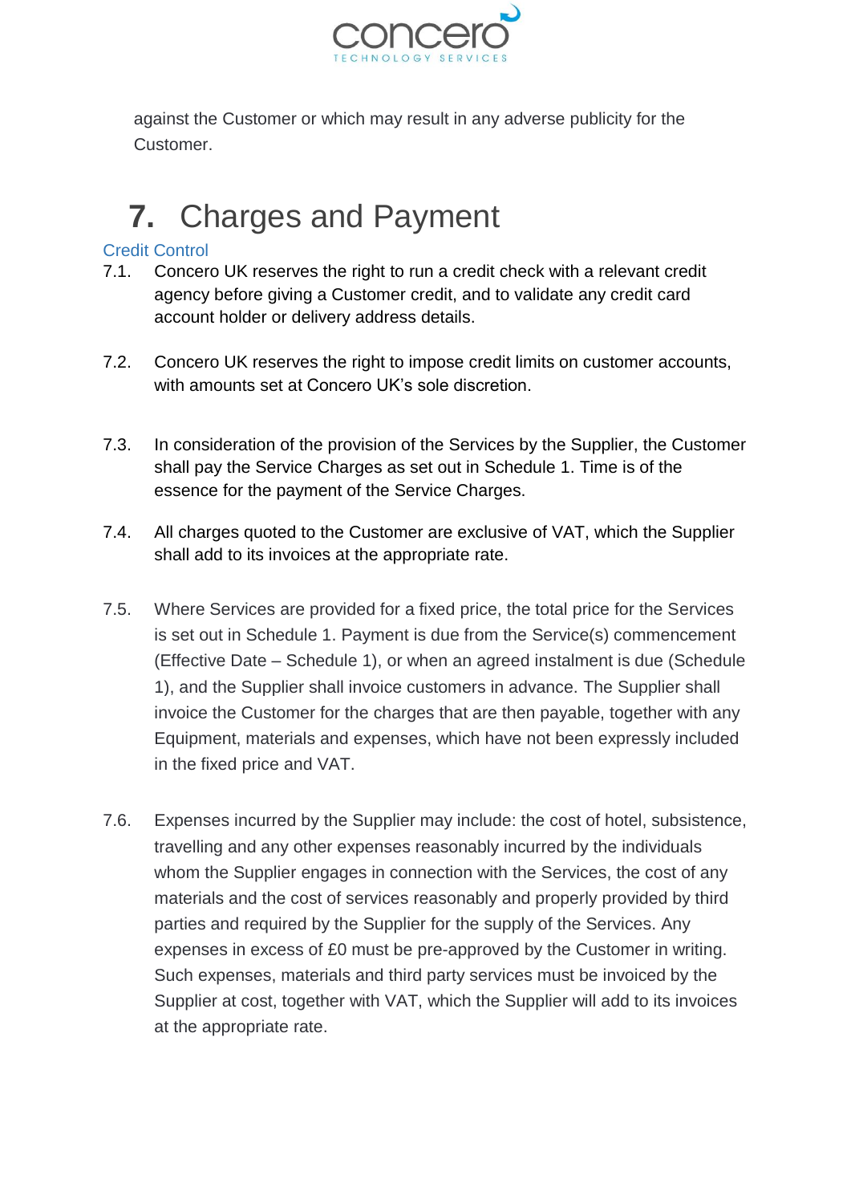against the Customer or which may result in any adverse publicity for the Customer.

# 7. Charges and Payment

### Credit Control

7.1. Concero UK reserves the right to run a credit check with a relevant credit agency before giving a Customer credit, and to validate any credit card account holder or delivery address details.

7.2. Concero UK reserves the right to impose credit limits on customer accounts, with amounts set at Concero UK's sole discretion.

7.3. In consideration of the provision of the Services by the Supplier, the Customer shall pay the Service Charges as set out in Schedule 1. Time is of the essence for the payment of the Service Charges.

7.4. All charges quoted to the Customer are exclusive of VAT, which the Supplier shall add to its invoices at the appropriate rate.

7.5. Where Services are provided for a fixed price, the total price for the Services is set out in Schedule 1. Payment is due from the Service(s) commencement (Effective Date – Schedule 1), or when an agreed instalment is due (Schedule 1), and the Supplier shall invoice customers in advance. The Supplier shall invoice the Customer for the charges that are then payable, together with any Equipment, materials and expenses, which have not been expressly included in the fixed price and VAT.

7.6. Expenses incurred by the Supplier may include: the cost of hotel, subsistence, travelling and any other expenses reasonably incurred by the individuals whom the Supplier engages in connection with the Services, the cost of any materials and the cost of services reasonably and properly provided by third parties and required by the Supplier for the supply of the Services. Any expenses in excess of £0 must be pre-approved by the Customer in writing. Such expenses, materials and third party services must be invoiced by the Supplier at cost, together with VAT, which the Supplier will add to its invoices at the appropriate rate.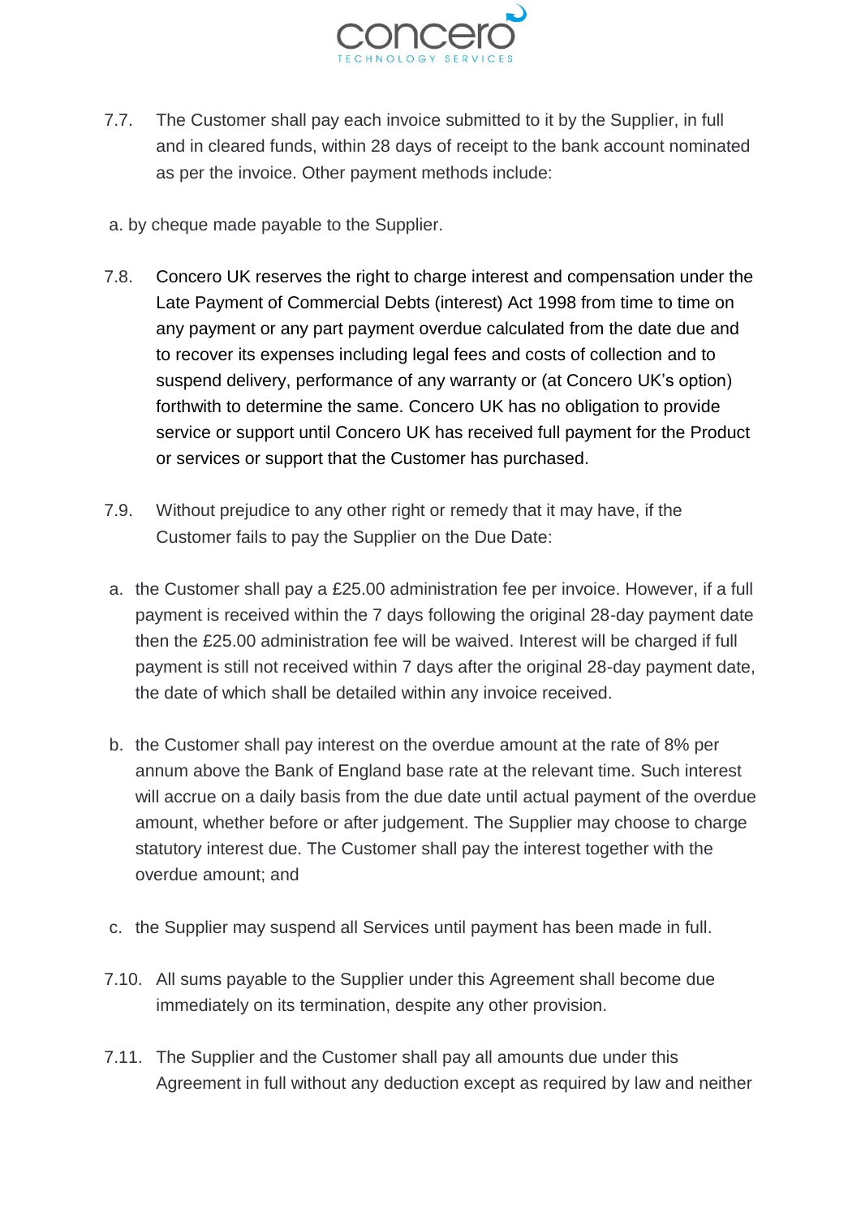7.7. The Customer shall pay each invoice submitted to it by the Supplier, in full and in cleared funds, within 28 days of receipt to the bank account nominated as per the invoice. Other payment methods include:

a. by cheque made payable to the Supplier.

7.8. Concero UK reserves the right to charge interest and compensation under the Late Payment of Commercial Debts (interest) Act 1998 from time to time on any payment or any part payment overdue calculated from the date due and to recover its expenses including legal fees and costs of collection and to suspend delivery, performance of any warranty or (at Concero UK's option) forthwith to determine the same. Concero UK has no obligation to provide service or support until Concero UK has received full payment for the Product or services or support that the Customer has purchased.

7.9. Without prejudice to any other right or remedy that it may have, if the Customer fails to pay the Supplier on the Due Date:

a. the Customer shall pay a £25.00 administration fee per invoice. However, if a full payment is received within the 7 days following the original 28-day payment date then the £25.00 administration fee will be waived. Interest will be charged if full payment is still not received within 7 days after the original 28-day payment date, the date of which shall be detailed within any invoice received.

b. the Customer shall pay interest on the overdue amount at the rate of 8% per annum above the Bank of England base rate at the relevant time. Such interest will accrue on a daily basis from the due date until actual payment of the overdue amount, whether before or after judgement. The Supplier may choose to charge statutory interest due. The Customer shall pay the interest together with the overdue amount; and

c. the Supplier may suspend all Services until payment has been made in full.

7.10. All sums payable to the Supplier under this Agreement shall become due immediately on its termination, despite any other provision.

7.11. The Supplier and the Customer shall pay all amounts due under this Agreement in full without any deduction except as required by law and neither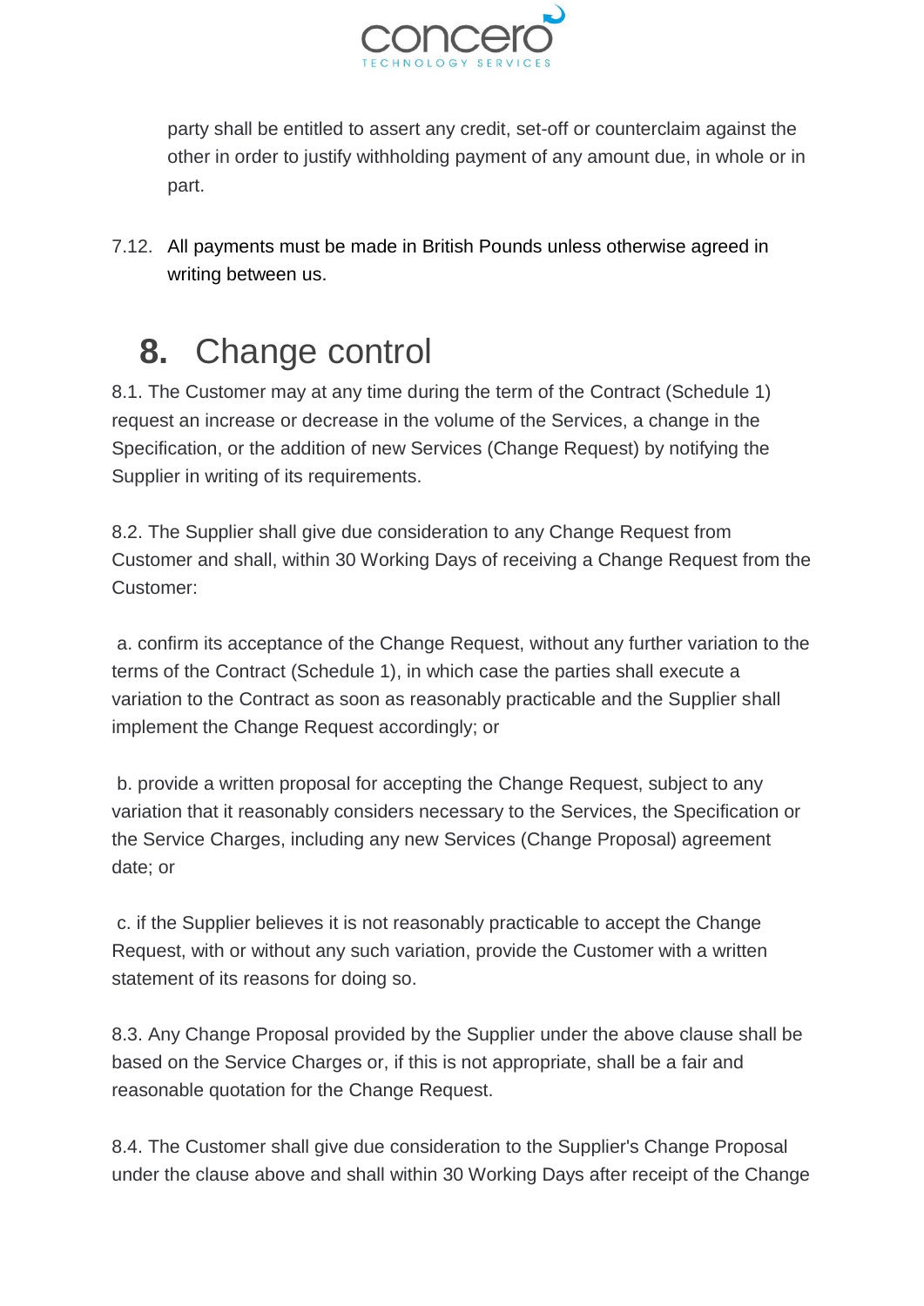party shall be entitled to assert any credit, set-off or counterclaim against the other in order to justify withholding payment of any amount due, in whole or in part.

7.12. All payments must be made in British Pounds unless otherwise agreed in writing between us.

# **8.** Change control

8.1. The Customer may at any time during the term of the Contract (Schedule 1) request an increase or decrease in the volume of the Services, a change in the Specification, or the addition of new Services (Change Request) by notifying the Supplier in writing of its requirements.

8.2. The Supplier shall give due consideration to any Change Request from Customer and shall, within 30 Working Days of receiving a Change Request from the Customer:

a. confirm its acceptance of the Change Request, without any further variation to the terms of the Contract (Schedule 1), in which case the parties shall execute a variation to the Contract as soon as reasonably practicable and the Supplier shall implement the Change Request accordingly; or

b. provide a written proposal for accepting the Change Request, subject to any variation that it reasonably considers necessary to the Services, the Specification or the Service Charges, including any new Services (Change Proposal) agreement date; or

c. if the Supplier believes it is not reasonably practicable to accept the Change Request, with or without any such variation, provide the Customer with a written statement of its reasons for doing so.

8.3. Any Change Proposal provided by the Supplier under the above clause shall be based on the Service Charges or, if this is not appropriate, shall be a fair and reasonable quotation for the Change Request.

8.4. The Customer shall give due consideration to the Supplier's Change Proposal under the clause above and shall within 30 Working Days after receipt of the Change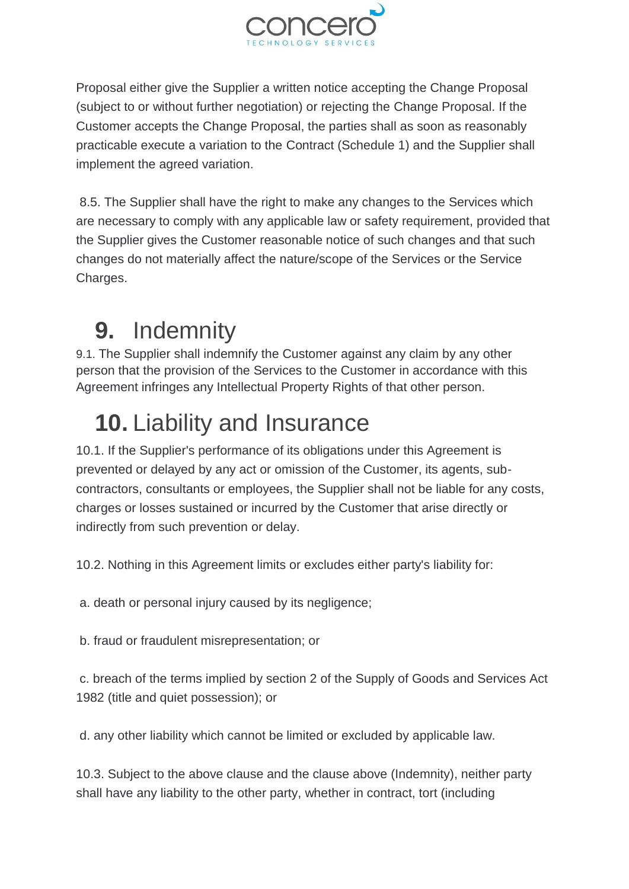Proposal either give the Supplier a written notice accepting the Change Proposal (subject to or without further negotiation) or rejecting the Change Proposal. If the Customer accepts the Change Proposal, the parties shall as soon as reasonably practicable execute a variation to the Contract (Schedule 1) and the Supplier shall implement the agreed variation.

8.5. The Supplier shall have the right to make any changes to the Services which are necessary to comply with any applicable law or safety requirement, provided that the Supplier gives the Customer reasonable notice of such changes and that such changes do not materially affect the nature/scope of the Services or the Service Charges.

# **9.** Indemnity

9.1. The Supplier shall indemnify the Customer against any claim by any other person that the provision of the Services to the Customer in accordance with this Agreement infringes any Intellectual Property Rights of that other person.

# **10.** Liability and Insurance

10.1. If the Supplier's performance of its obligations under this Agreement is prevented or delayed by any act or omission of the Customer, its agents, sub-contractors, consultants or employees, the Supplier shall not be liable for any costs, charges or losses sustained or incurred by the Customer that arise directly or indirectly from such prevention or delay.

10.2. Nothing in this Agreement limits or excludes either party's liability for:

a. death or personal injury caused by its negligence;

b. fraud or fraudulent misrepresentation; or

c. breach of the terms implied by section 2 of the Supply of Goods and Services Act 1982 (title and quiet possession); or

d. any other liability which cannot be limited or excluded by applicable law.

10.3. Subject to the above clause and the clause above (Indemnity), neither party shall have any liability to the other party, whether in contract, tort (including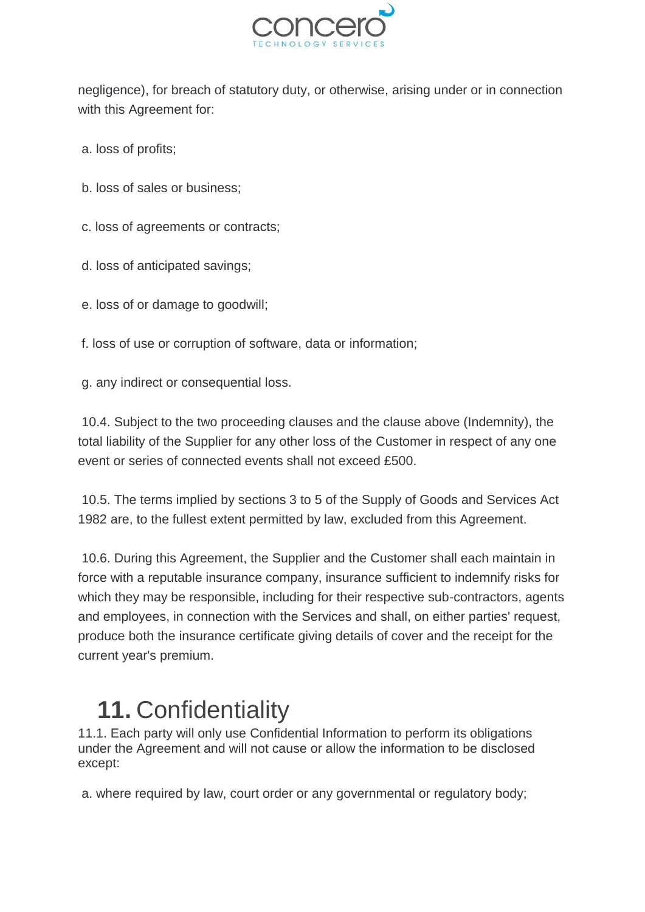negligence), for breach of statutory duty, or otherwise, arising under or in connection with this Agreement for:

a. loss of profits;

b. loss of sales or business;

c. loss of agreements or contracts;

d. loss of anticipated savings;

e. loss of or damage to goodwill;

f. loss of use or corruption of software, data or information;

g. any indirect or consequential loss.

10.4. Subject to the two proceeding clauses and the clause above (Indemnity), the total liability of the Supplier for any other loss of the Customer in respect of any one event or series of connected events shall not exceed £500.

10.5. The terms implied by sections 3 to 5 of the Supply of Goods and Services Act 1982 are, to the fullest extent permitted by law, excluded from this Agreement.

10.6. During this Agreement, the Supplier and the Customer shall each maintain in force with a reputable insurance company, insurance sufficient to indemnify risks for which they may be responsible, including for their respective sub-contractors, agents and employees, in connection with the Services and shall, on either parties' request, produce both the insurance certificate giving details of cover and the receipt for the current year's premium.

# **11.** Confidentiality

11.1. Each party will only use Confidential Information to perform its obligations under the Agreement and will not cause or allow the information to be disclosed except:

a. where required by law, court order or any governmental or regulatory body;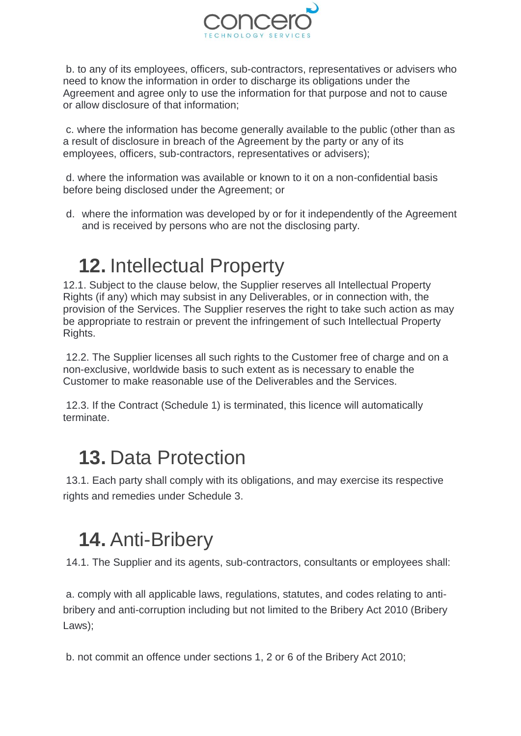b. to any of its employees, officers, sub-contractors, representatives or advisers who need to know the information in order to discharge its obligations under the Agreement and agree only to use the information for that purpose and not to cause or allow disclosure of that information;

c. where the information has become generally available to the public (other than as a result of disclosure in breach of the Agreement by the party or any of its employees, officers, sub-contractors, representatives or advisers);

d. where the information was available or known to it on a non-confidential basis before being disclosed under the Agreement; or

d. where the information was developed by or for it independently of the Agreement and is received by persons who are not the disclosing party.

## **12.** Intellectual Property

12.1. Subject to the clause below, the Supplier reserves all Intellectual Property Rights (if any) which may subsist in any Deliverables, or in connection with, the provision of the Services. The Supplier reserves the right to take such action as may be appropriate to restrain or prevent the infringement of such Intellectual Property Rights.

12.2. The Supplier licenses all such rights to the Customer free of charge and on a non-exclusive, worldwide basis to such extent as is necessary to enable the Customer to make reasonable use of the Deliverables and the Services.

12.3. If the Contract (Schedule 1) is terminated, this licence will automatically terminate.

## **13.** Data Protection

13.1. Each party shall comply with its obligations, and may exercise its respective rights and remedies under Schedule 3.

## **14.** Anti-Bribery

14.1. The Supplier and its agents, sub-contractors, consultants or employees shall:

a. comply with all applicable laws, regulations, statutes, and codes relating to anti-bribery and anti-corruption including but not limited to the Bribery Act 2010 (Bribery Laws);

b. not commit an offence under sections 1, 2 or 6 of the Bribery Act 2010;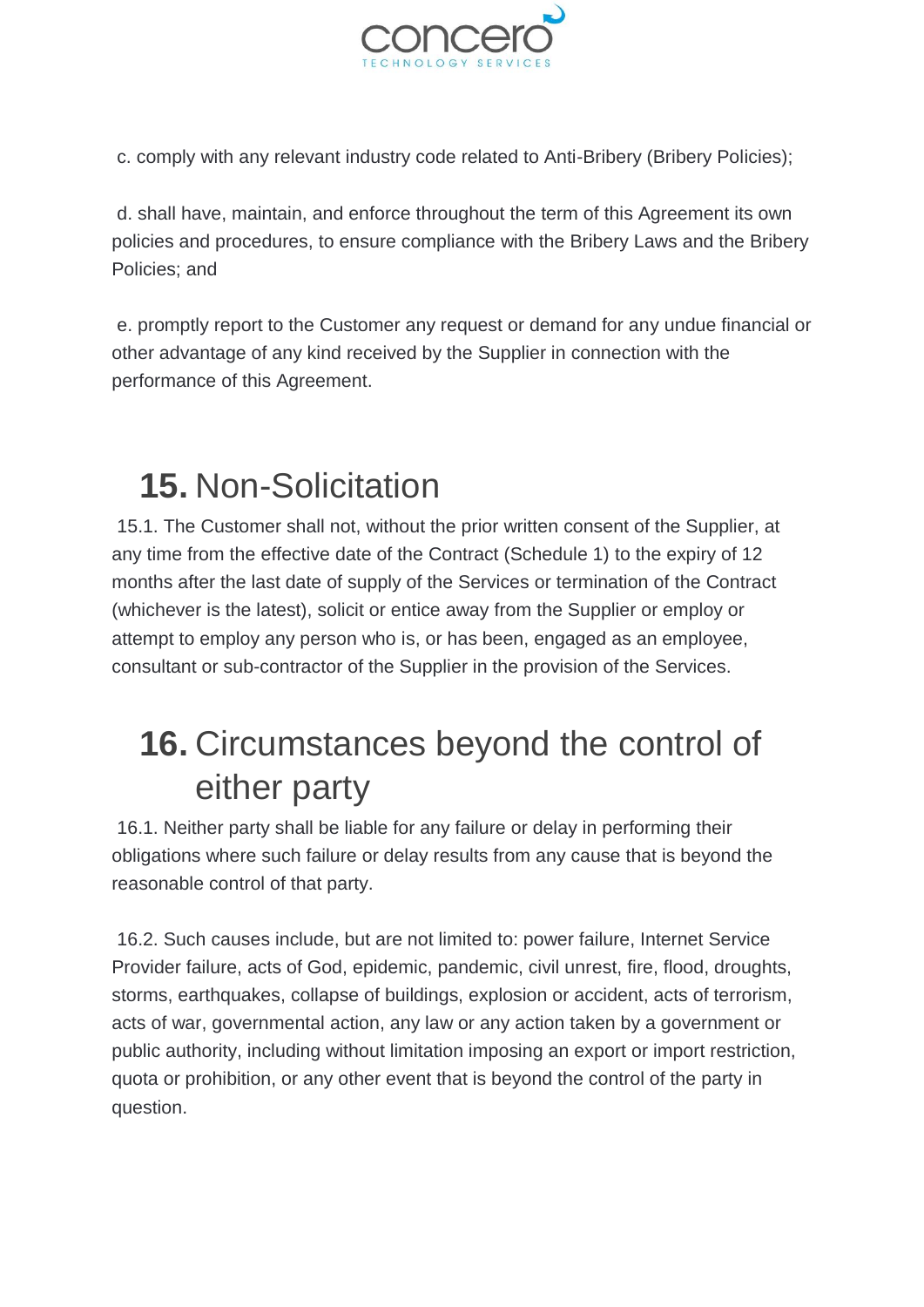c. comply with any relevant industry code related to Anti-Bribery (Bribery Policies);

d. shall have, maintain, and enforce throughout the term of this Agreement its own policies and procedures, to ensure compliance with the Bribery Laws and the Bribery Policies; and

e. promptly report to the Customer any request or demand for any undue financial or other advantage of any kind received by the Supplier in connection with the performance of this Agreement.

# **15.** Non-Solicitation

15.1. The Customer shall not, without the prior written consent of the Supplier, at any time from the effective date of the Contract (Schedule 1) to the expiry of 12 months after the last date of supply of the Services or termination of the Contract (whichever is the latest), solicit or entice away from the Supplier or employ or attempt to employ any person who is, or has been, engaged as an employee, consultant or sub-contractor of the Supplier in the provision of the Services.

# **16.** Circumstances beyond the control of either party

16.1. Neither party shall be liable for any failure or delay in performing their obligations where such failure or delay results from any cause that is beyond the reasonable control of that party.

16.2. Such causes include, but are not limited to: power failure, Internet Service Provider failure, acts of God, epidemic, pandemic, civil unrest, fire, flood, droughts, storms, earthquakes, collapse of buildings, explosion or accident, acts of terrorism, acts of war, governmental action, any law or any action taken by a government or public authority, including without limitation imposing an export or import restriction, quota or prohibition, or any other event that is beyond the control of the party in question.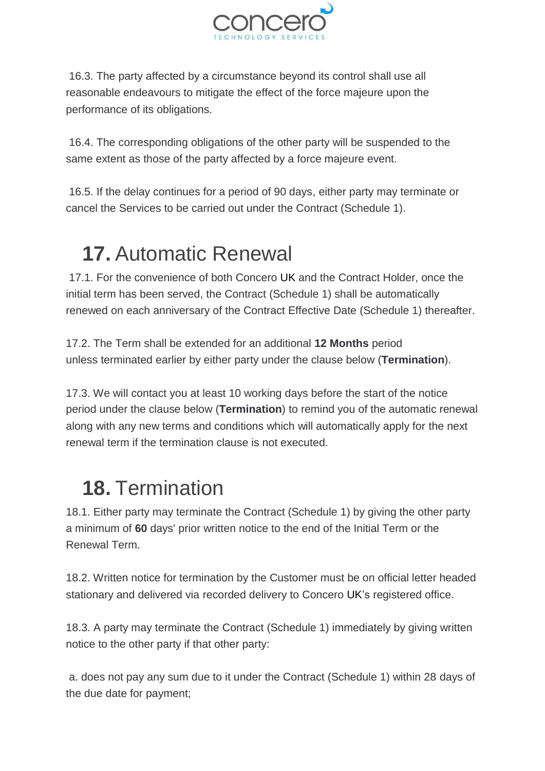16.3. The party affected by a circumstance beyond its control shall use all reasonable endeavours to mitigate the effect of the force majeure upon the performance of its obligations.

16.4. The corresponding obligations of the other party will be suspended to the same extent as those of the party affected by a force majeure event.

16.5. If the delay continues for a period of 90 days, either party may terminate or cancel the Services to be carried out under the Contract (Schedule 1).

## **17.** Automatic Renewal

17.1. For the convenience of both Concero UK and the Contract Holder, once the initial term has been served, the Contract (Schedule 1) shall be automatically renewed on each anniversary of the Contract Effective Date (Schedule 1) thereafter.

17.2. The Term shall be extended for an additional **12 Months** period unless terminated earlier by either party under the clause below (**Termination**).

17.3. We will contact you at least 10 working days before the start of the notice period under the clause below (**Termination**) to remind you of the automatic renewal along with any new terms and conditions which will automatically apply for the next renewal term if the termination clause is not executed.

## **18.** Termination

18.1. Either party may terminate the Contract (Schedule 1) by giving the other party a minimum of **60** days' prior written notice to the end of the Initial Term or the Renewal Term.

18.2. Written notice for termination by the Customer must be on official letter headed stationary and delivered via recorded delivery to Concero UK's registered office.

18.3. A party may terminate the Contract (Schedule 1) immediately by giving written notice to the other party if that other party:

a. does not pay any sum due to it under the Contract (Schedule 1) within 28 days of the due date for payment;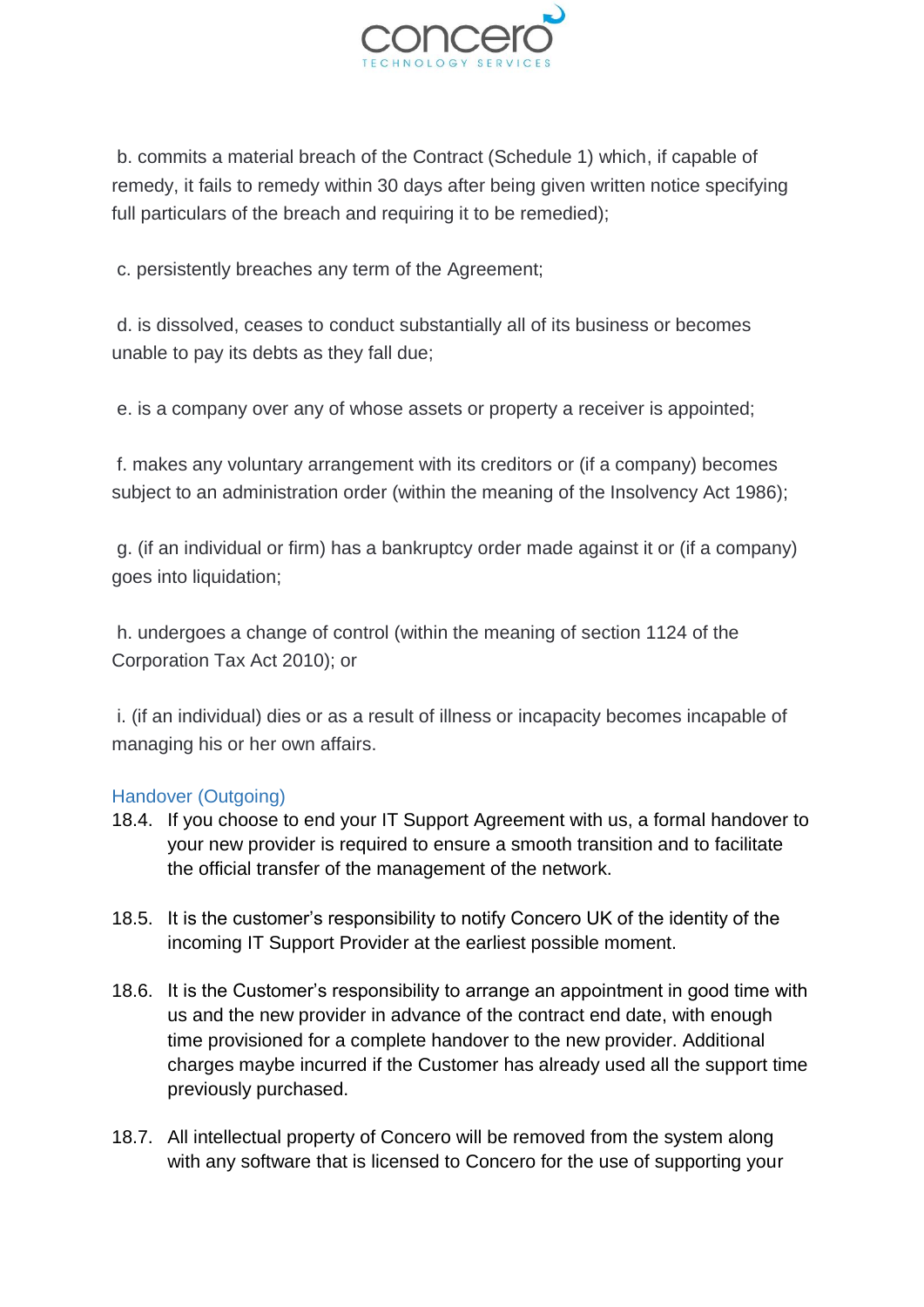b. commits a material breach of the Contract (Schedule 1) which, if capable of remedy, it fails to remedy within 30 days after being given written notice specifying full particulars of the breach and requiring it to be remedied);

c. persistently breaches any term of the Agreement;

d. is dissolved, ceases to conduct substantially all of its business or becomes unable to pay its debts as they fall due;

e. is a company over any of whose assets or property a receiver is appointed;

f. makes any voluntary arrangement with its creditors or (if a company) becomes subject to an administration order (within the meaning of the Insolvency Act 1986);

g. (if an individual or firm) has a bankruptcy order made against it or (if a company) goes into liquidation;

h. undergoes a change of control (within the meaning of section 1124 of the Corporation Tax Act 2010); or

i. (if an individual) dies or as a result of illness or incapacity becomes incapable of managing his or her own affairs.

### Handover (Outgoing)

18.4. If you choose to end your IT Support Agreement with us, a formal handover to your new provider is required to ensure a smooth transition and to facilitate the official transfer of the management of the network.

18.5. It is the customer's responsibility to notify Concero UK of the identity of the incoming IT Support Provider at the earliest possible moment.

18.6. It is the Customer's responsibility to arrange an appointment in good time with us and the new provider in advance of the contract end date, with enough time provisioned for a complete handover to the new provider. Additional charges maybe incurred if the Customer has already used all the support time previously purchased.

18.7. All intellectual property of Concero will be removed from the system along with any software that is licensed to Concero for the use of supporting your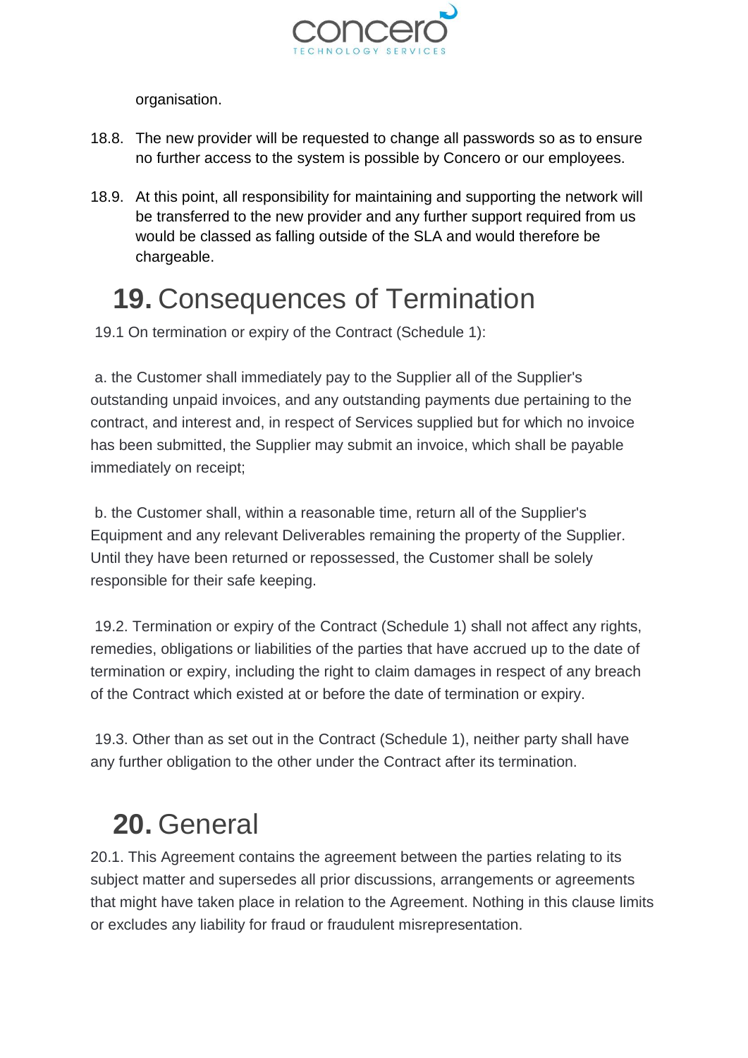organisation.

18.8. The new provider will be requested to change all passwords so as to ensure no further access to the system is possible by Concero or our employees.

18.9. At this point, all responsibility for maintaining and supporting the network will be transferred to the new provider and any further support required from us would be classed as falling outside of the SLA and would therefore be chargeable.

# **19.** Consequences of Termination

19.1 On termination or expiry of the Contract (Schedule 1):

a. the Customer shall immediately pay to the Supplier all of the Supplier's outstanding unpaid invoices, and any outstanding payments due pertaining to the contract, and interest and, in respect of Services supplied but for which no invoice has been submitted, the Supplier may submit an invoice, which shall be payable immediately on receipt;

b. the Customer shall, within a reasonable time, return all of the Supplier's Equipment and any relevant Deliverables remaining the property of the Supplier. Until they have been returned or repossessed, the Customer shall be solely responsible for their safe keeping.

19.2. Termination or expiry of the Contract (Schedule 1) shall not affect any rights, remedies, obligations or liabilities of the parties that have accrued up to the date of termination or expiry, including the right to claim damages in respect of any breach of the Contract which existed at or before the date of termination or expiry.

19.3. Other than as set out in the Contract (Schedule 1), neither party shall have any further obligation to the other under the Contract after its termination.

# **20.** General

20.1. This Agreement contains the agreement between the parties relating to its subject matter and supersedes all prior discussions, arrangements or agreements that might have taken place in relation to the Agreement. Nothing in this clause limits or excludes any liability for fraud or fraudulent misrepresentation.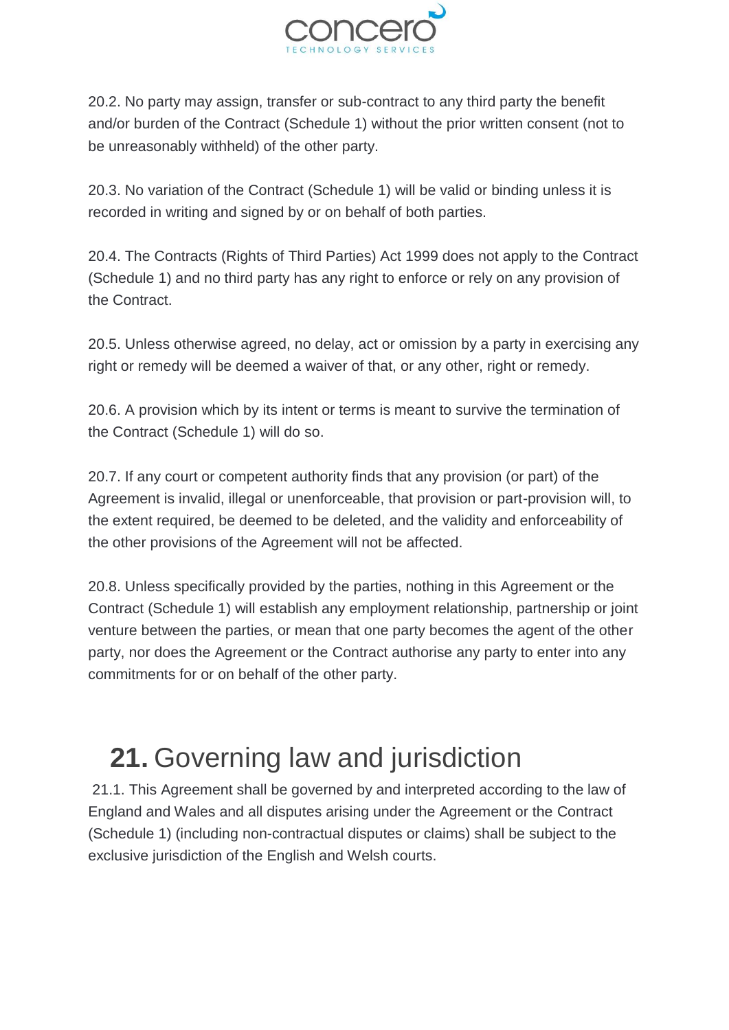20.2. No party may assign, transfer or sub-contract to any third party the benefit and/or burden of the Contract (Schedule 1) without the prior written consent (not to be unreasonably withheld) of the other party.

20.3. No variation of the Contract (Schedule 1) will be valid or binding unless it is recorded in writing and signed by or on behalf of both parties.

20.4. The Contracts (Rights of Third Parties) Act 1999 does not apply to the Contract (Schedule 1) and no third party has any right to enforce or rely on any provision of the Contract.

20.5. Unless otherwise agreed, no delay, act or omission by a party in exercising any right or remedy will be deemed a waiver of that, or any other, right or remedy.

20.6. A provision which by its intent or terms is meant to survive the termination of the Contract (Schedule 1) will do so.

20.7. If any court or competent authority finds that any provision (or part) of the Agreement is invalid, illegal or unenforceable, that provision or part-provision will, to the extent required, be deemed to be deleted, and the validity and enforceability of the other provisions of the Agreement will not be affected.

20.8. Unless specifically provided by the parties, nothing in this Agreement or the Contract (Schedule 1) will establish any employment relationship, partnership or joint venture between the parties, or mean that one party becomes the agent of the other party, nor does the Agreement or the Contract authorise any party to enter into any commitments for or on behalf of the other party.

# **21.** Governing law and jurisdiction

21.1. This Agreement shall be governed by and interpreted according to the law of England and Wales and all disputes arising under the Agreement or the Contract (Schedule 1) (including non-contractual disputes or claims) shall be subject to the exclusive jurisdiction of the English and Welsh courts.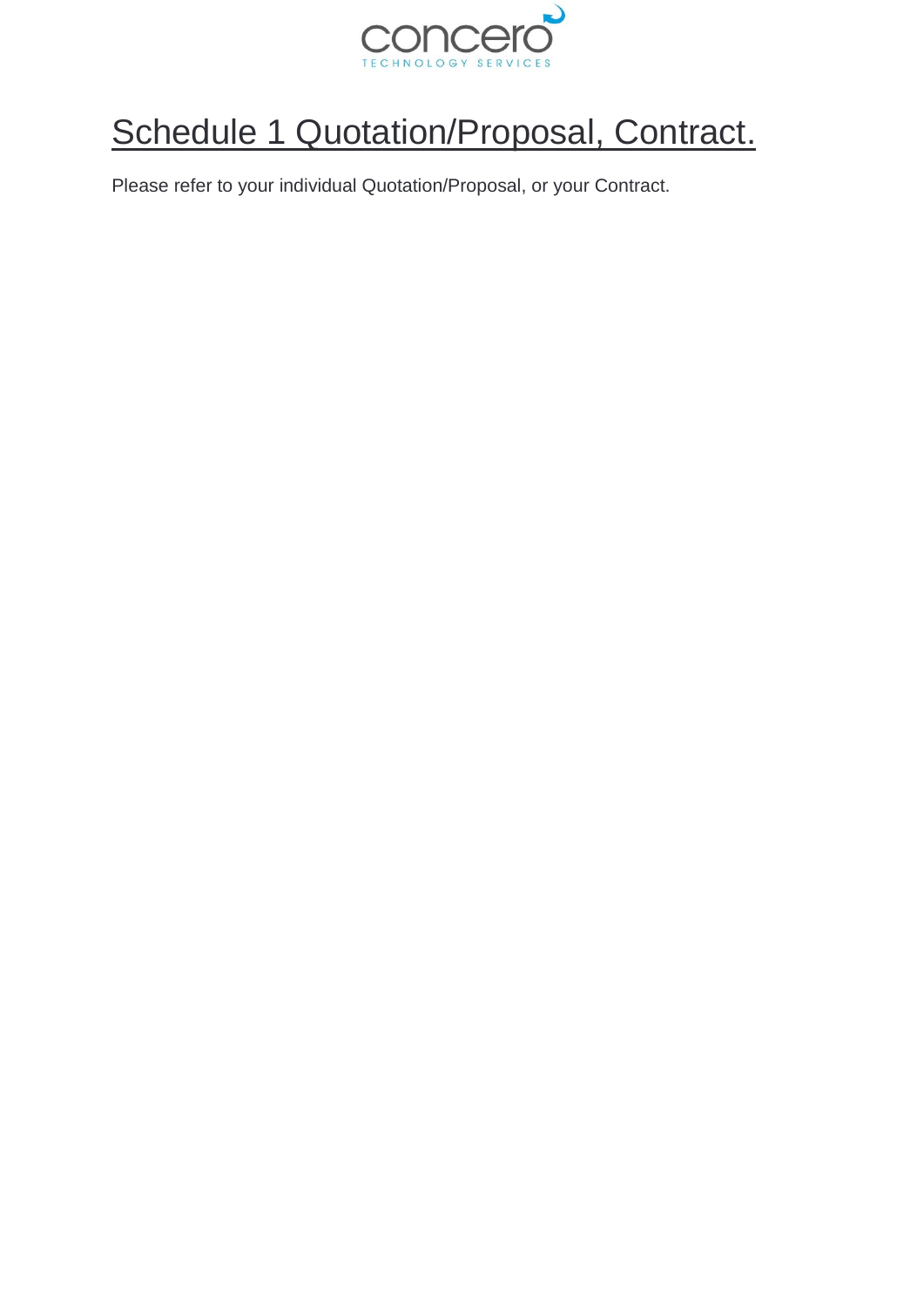# Schedule 1 Quotation/Proposal, Contract.

Please refer to your individual Quotation/Proposal, or your Contract.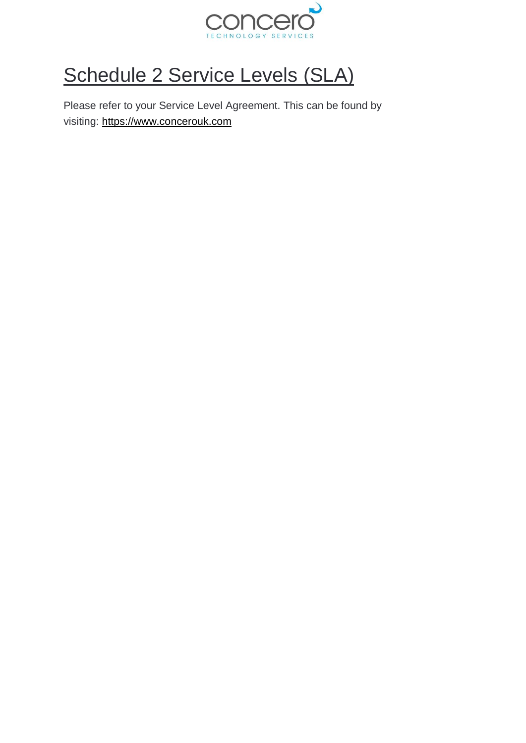# Schedule 2 Service Levels (SLA)

Please refer to your Service Level Agreement. This can be found by visiting: https://www.concerouk.com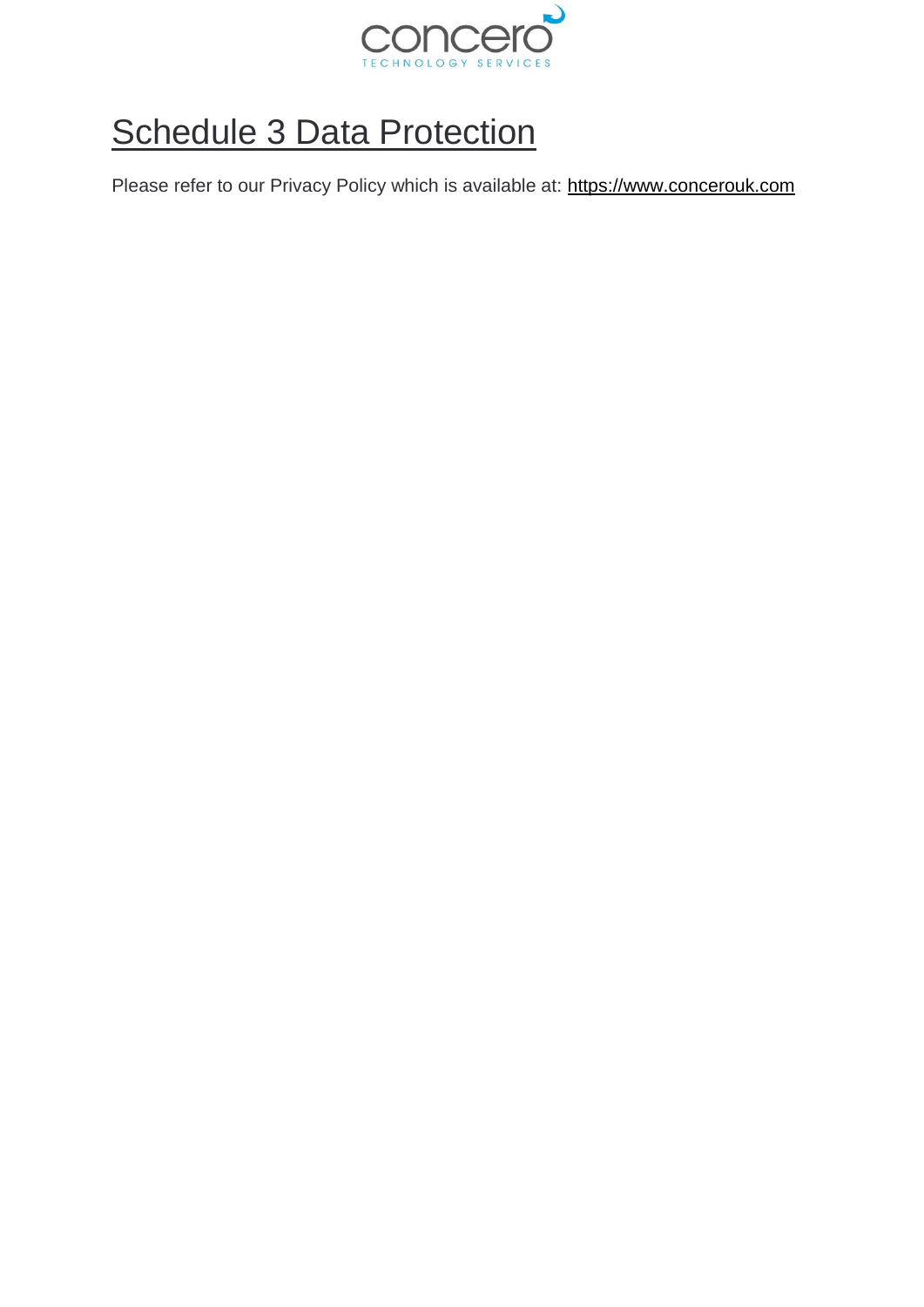# Schedule 3 Data Protection

Please refer to our Privacy Policy which is available at: https://www.concerouk.com